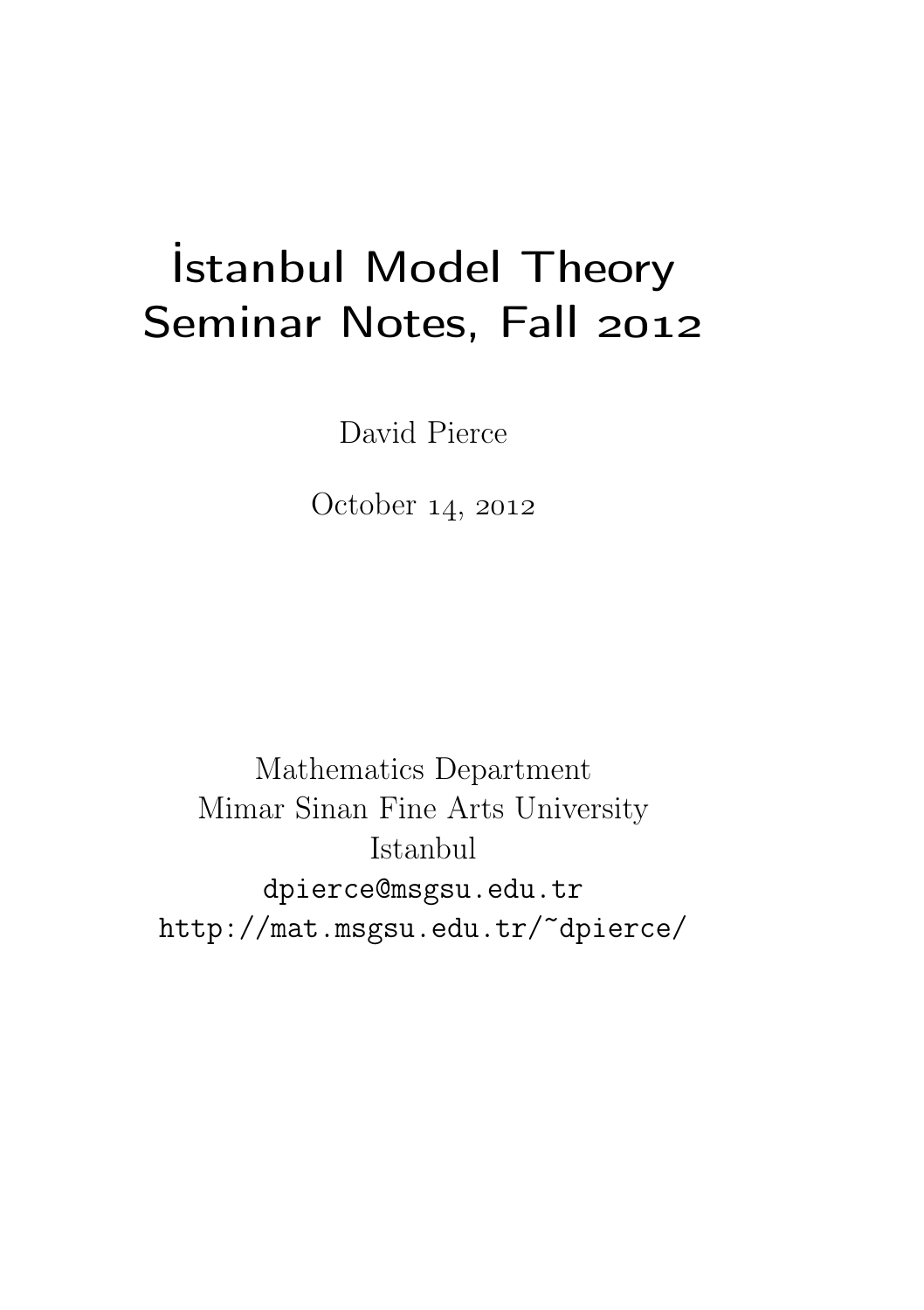# İstanbul Model Theory Seminar Notes, Fall 2012

David Pierce

October 14, 2012

Mathematics Department
Mimar Sinan Fine Arts University
Istanbul
dpierce@msgsu.edu.tr
http://mat.msgsu.edu.tr/~dpierce/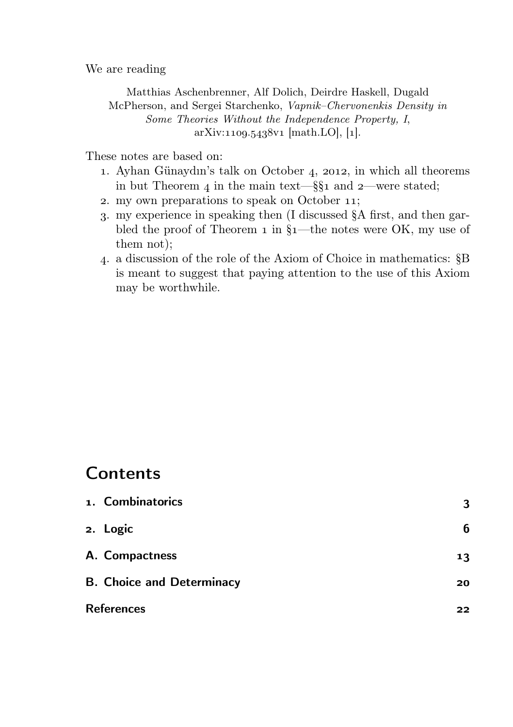We are reading

Matthias Aschenbrenner, Alf Dolich, Deirdre Haskell, Dugald McPherson, and Sergei Starchenko, *Vapnik–Chervonenkis Density in Some Theories Without the Independence Property, I*, arXiv:1109.5438v1 [math.LO], [1].

These notes are based on:

1. Ayhan Günaydın's talk on October 4, 2012, in which all theorems in but Theorem 4 in the main text—§§1 and 2—were stated;
2. my own preparations to speak on October 11;
3. my experience in speaking then (I discussed §A first, and then garbled the proof of Theorem 1 in §1—the notes were OK, my use of them not);
4. a discussion of the role of the Axiom of Choice in mathematics: §B is meant to suggest that paying attention to the use of this Axiom may be worthwhile.

## Contents

| | |
|---|---|
| 1. Combinatorics | 3 |
| 2. Logic | 6 |
| A. Compactness | 13 |
| B. Choice and Determinacy | 20 |
| References | 22 |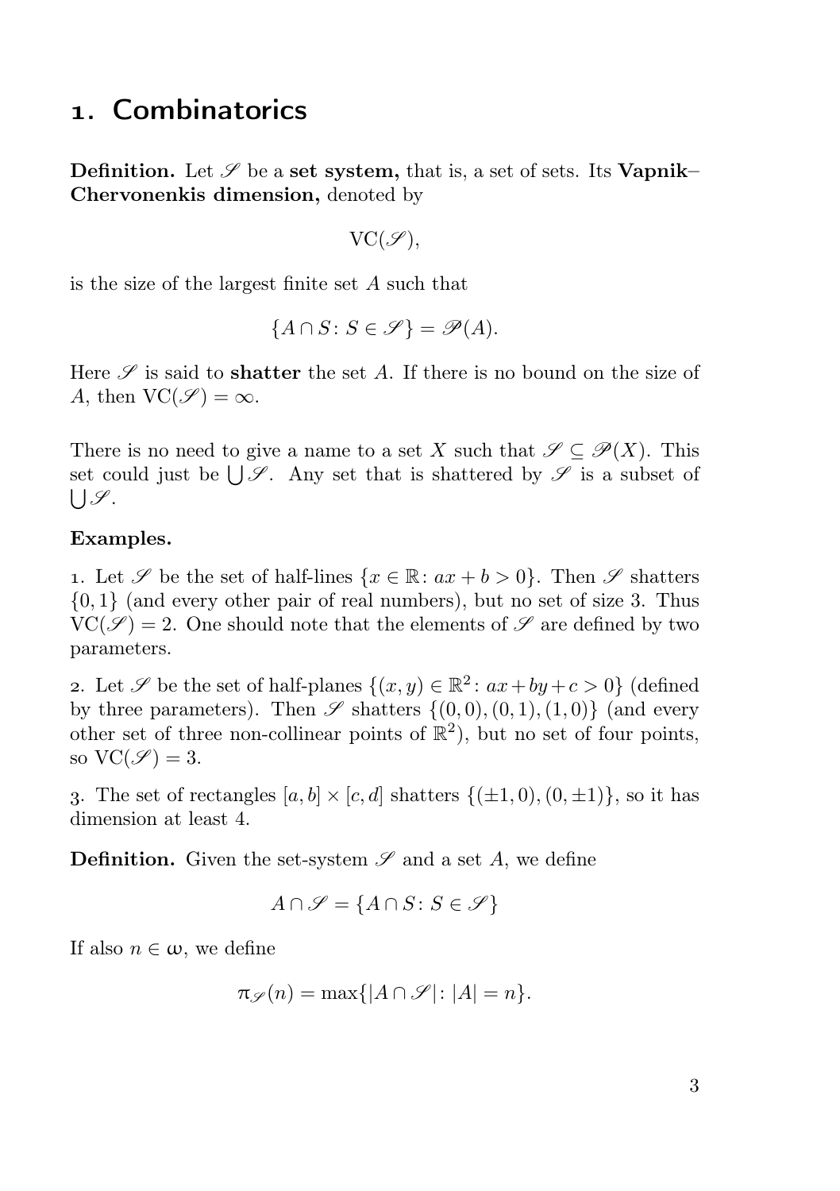# 1. Combinatorics

**Definition.** Let $\mathscr{S}$ be a **set system,** that is, a set of sets. Its **Vapnik–Chervonenkis dimension,** denoted by

$$\mathrm{VC}(\mathscr{S}),$$

is the size of the largest finite set $A$ such that

$$\{A \cap S \colon S \in \mathscr{S}\} = \mathscr{P}(A).$$

Here $\mathscr{S}$ is said to **shatter** the set $A$. If there is no bound on the size of $A$, then $\mathrm{VC}(\mathscr{S}) = \infty$.

There is no need to give a name to a set $X$ such that $\mathscr{S} \subseteq \mathscr{P}(X)$. This set could just be $\bigcup \mathscr{S}$. Any set that is shattered by $\mathscr{S}$ is a subset of $\bigcup \mathscr{S}$.

**Examples.**

1. Let $\mathscr{S}$ be the set of half-lines $\{x \in \mathbb{R} \colon ax + b > 0\}$. Then $\mathscr{S}$ shatters $\{0, 1\}$ (and every other pair of real numbers), but no set of size 3. Thus $\mathrm{VC}(\mathscr{S}) = 2$. One should note that the elements of $\mathscr{S}$ are defined by two parameters.

2. Let $\mathscr{S}$ be the set of half-planes $\{(x, y) \in \mathbb{R}^2 \colon ax + by + c > 0\}$ (defined by three parameters). Then $\mathscr{S}$ shatters $\{(0, 0), (0, 1), (1, 0)\}$ (and every other set of three non-collinear points of $\mathbb{R}^2$), but no set of four points, so $\mathrm{VC}(\mathscr{S}) = 3$.

3. The set of rectangles $[a, b] \times [c, d]$ shatters $\{(\pm 1, 0), (0, \pm 1)\}$, so it has dimension at least 4.

**Definition.** Given the set-system $\mathscr{S}$ and a set $A$, we define

$$A \cap \mathscr{S} = \{A \cap S \colon S \in \mathscr{S}\}$$

If also $n \in \omega$, we define

$$\pi_{\mathscr{S}}(n) = \max\{|A \cap \mathscr{S}| \colon |A| = n\}.$$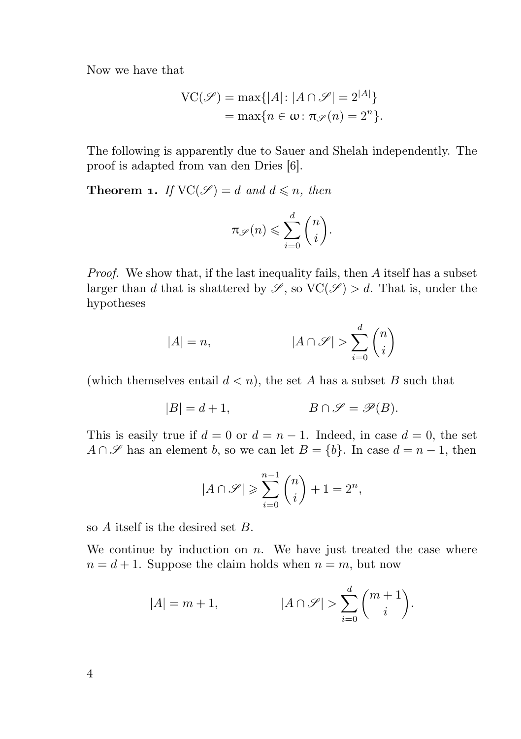Now we have that

$$\begin{aligned}
\mathrm{VC}(\mathscr{S}) &= \max\{|A| \colon |A \cap \mathscr{S}| = 2^{|A|}\} \\
&= \max\{n \in \omega \colon \pi_{\mathscr{S}}(n) = 2^n\}.
\end{aligned}$$

The following is apparently due to Sauer and Shelah independently. The proof is adapted from van den Dries [6].

**Theorem 1.** *If* $\mathrm{VC}(\mathscr{S}) = d$ *and* $d \leqslant n$, *then*

$$\pi_{\mathscr{S}}(n) \leqslant \sum_{i=0}^{d} \binom{n}{i}.$$

*Proof.* We show that, if the last inequality fails, then $A$ itself has a subset larger than $d$ that is shattered by $\mathscr{S}$, so $\mathrm{VC}(\mathscr{S}) > d$. That is, under the hypotheses

$$|A| = n, \qquad\qquad |A \cap \mathscr{S}| > \sum_{i=0}^{d} \binom{n}{i}$$

(which themselves entail $d < n$), the set $A$ has a subset $B$ such that

$$|B| = d + 1, \qquad\qquad B \cap \mathscr{S} = \mathscr{P}(B).$$

This is easily true if $d = 0$ or $d = n - 1$. Indeed, in case $d = 0$, the set $A \cap \mathscr{S}$ has an element $b$, so we can let $B = \{b\}$. In case $d = n - 1$, then

$$|A \cap \mathscr{S}| \geqslant \sum_{i=0}^{n-1} \binom{n}{i} + 1 = 2^n,$$

so $A$ itself is the desired set $B$.

We continue by induction on $n$. We have just treated the case where $n = d + 1$. Suppose the claim holds when $n = m$, but now

$$|A| = m + 1, \qquad\qquad |A \cap \mathscr{S}| > \sum_{i=0}^{d} \binom{m+1}{i}.$$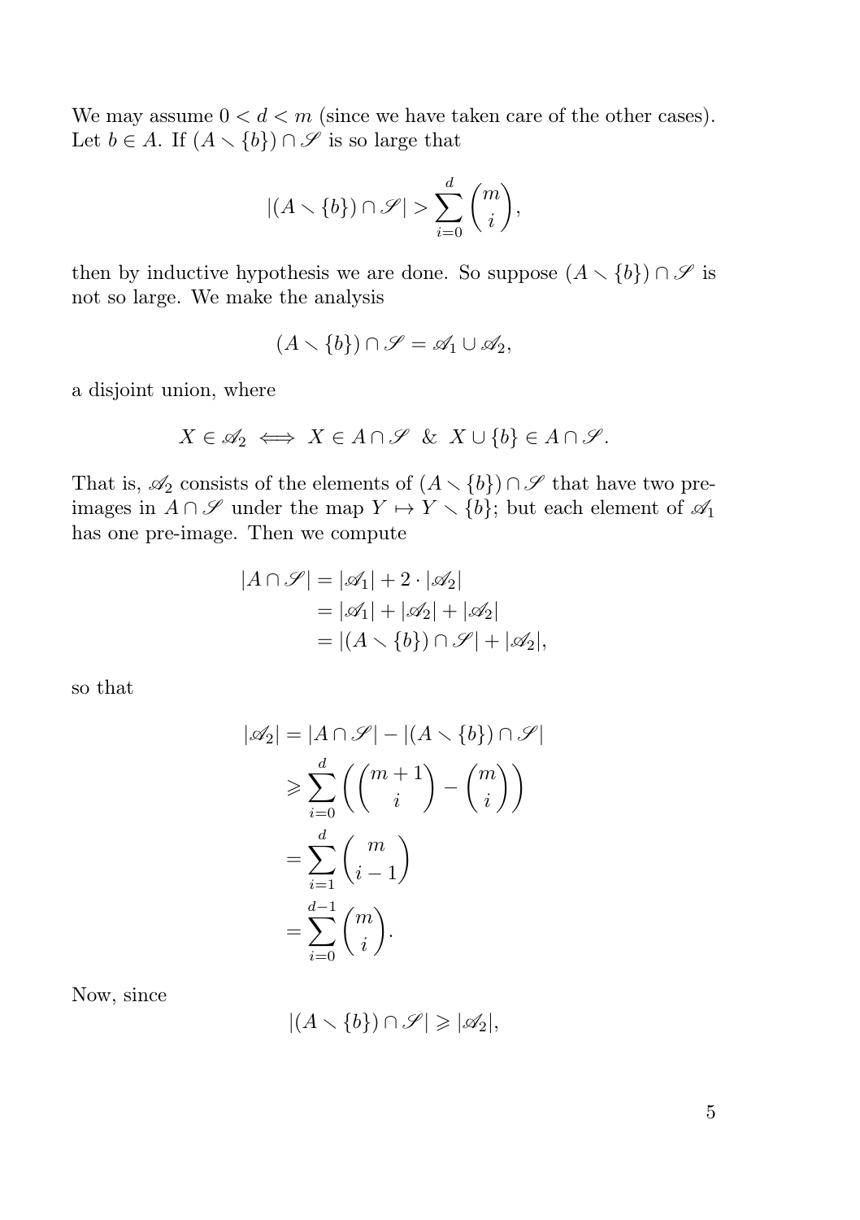We may assume $0 < d < m$ (since we have taken care of the other cases). Let $b \in A$. If $(A \smallsetminus \{b\}) \cap \mathscr{S}$ is so large that

$$|(A \smallsetminus \{b\}) \cap \mathscr{S}| > \sum_{i=0}^{d} \binom{m}{i},$$

then by inductive hypothesis we are done. So suppose $(A \smallsetminus \{b\}) \cap \mathscr{S}$ is not so large. We make the analysis

$$(A \smallsetminus \{b\}) \cap \mathscr{S} = \mathscr{A}_1 \cup \mathscr{A}_2,$$

a disjoint union, where

$$X \in \mathscr{A}_2 \iff X \in A \cap \mathscr{S} \;\;\&\;\; X \cup \{b\} \in A \cap \mathscr{S}.$$

That is, $\mathscr{A}_2$ consists of the elements of $(A \smallsetminus \{b\}) \cap \mathscr{S}$ that have two pre-images in $A \cap \mathscr{S}$ under the map $Y \mapsto Y \smallsetminus \{b\}$; but each element of $\mathscr{A}_1$ has one pre-image. Then we compute

$$\begin{aligned}
|A \cap \mathscr{S}| &= |\mathscr{A}_1| + 2 \cdot |\mathscr{A}_2| \\
&= |\mathscr{A}_1| + |\mathscr{A}_2| + |\mathscr{A}_2| \\
&= |(A \smallsetminus \{b\}) \cap \mathscr{S}| + |\mathscr{A}_2|,
\end{aligned}$$

so that

$$\begin{aligned}
|\mathscr{A}_2| &= |A \cap \mathscr{S}| - |(A \smallsetminus \{b\}) \cap \mathscr{S}| \\
&\geqslant \sum_{i=0}^{d} \left( \binom{m+1}{i} - \binom{m}{i} \right) \\
&= \sum_{i=1}^{d} \binom{m}{i-1} \\
&= \sum_{i=0}^{d-1} \binom{m}{i}.
\end{aligned}$$

Now, since

$$|(A \smallsetminus \{b\}) \cap \mathscr{S}| \geqslant |\mathscr{A}_2|,$$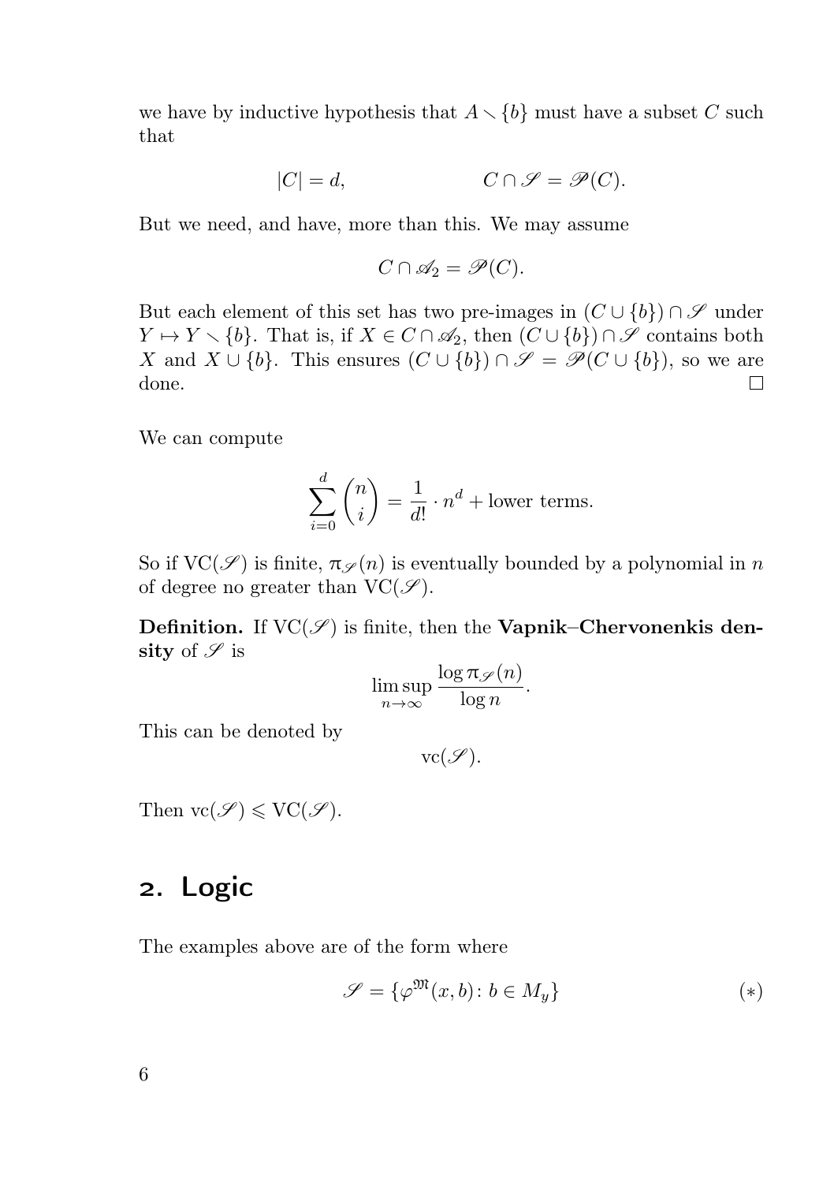we have by inductive hypothesis that $A \smallsetminus \{b\}$ must have a subset $C$ such that

$$|C| = d, \qquad\qquad C \cap \mathscr{S} = \mathscr{P}(C).$$

But we need, and have, more than this. We may assume

$$C \cap \mathscr{A}_2 = \mathscr{P}(C).$$

But each element of this set has two pre-images in $(C \cup \{b\}) \cap \mathscr{S}$ under $Y \mapsto Y \smallsetminus \{b\}$. That is, if $X \in C \cap \mathscr{A}_2$, then $(C \cup \{b\}) \cap \mathscr{S}$ contains both $X$ and $X \cup \{b\}$. This ensures $(C \cup \{b\}) \cap \mathscr{S} = \mathscr{P}(C \cup \{b\})$, so we are done. □

We can compute

$$\sum_{i=0}^{d} \binom{n}{i} = \frac{1}{d!} \cdot n^d + \text{lower terms.}$$

So if $\mathrm{VC}(\mathscr{S})$ is finite, $\pi_{\mathscr{S}}(n)$ is eventually bounded by a polynomial in $n$ of degree no greater than $\mathrm{VC}(\mathscr{S})$.

**Definition.** If $\mathrm{VC}(\mathscr{S})$ is finite, then the **Vapnik–Chervonenkis density** of $\mathscr{S}$ is

$$\limsup_{n \to \infty} \frac{\log \pi_{\mathscr{S}}(n)}{\log n}.$$

This can be denoted by

$$\mathrm{vc}(\mathscr{S}).$$

Then $\mathrm{vc}(\mathscr{S}) \leqslant \mathrm{VC}(\mathscr{S})$.

## 2. Logic

The examples above are of the form where

$$\mathscr{S} = \{\varphi^{\mathfrak{M}}(x, b) \colon b \in M_y\} \tag{$*$}$$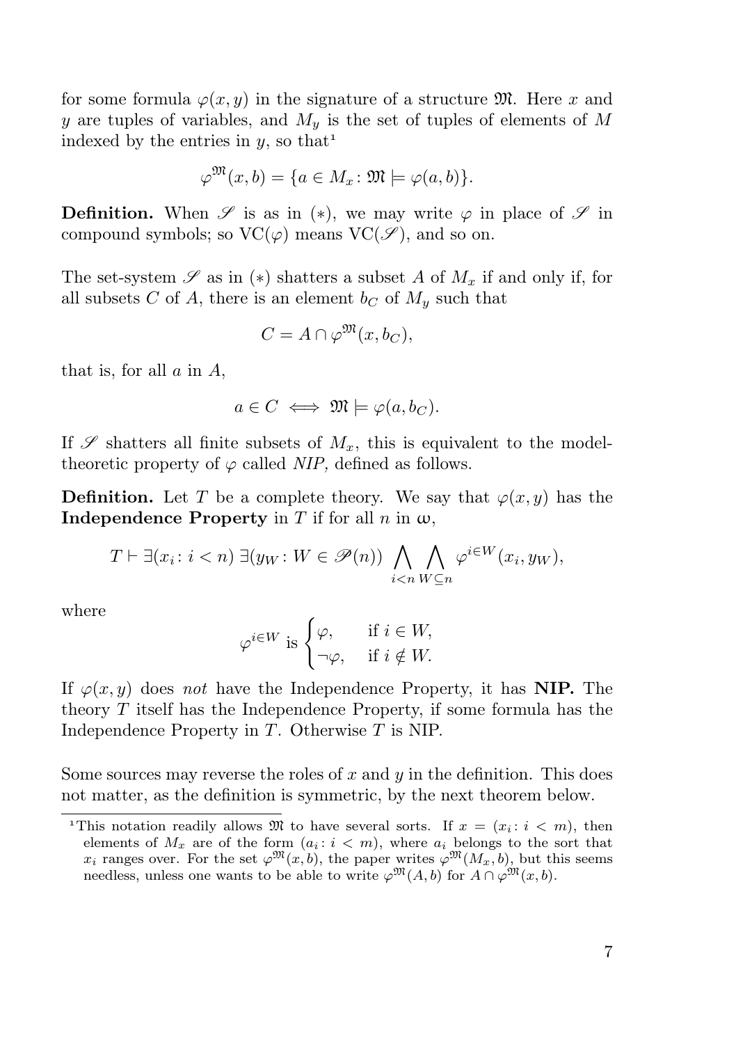for some formula $\varphi(x, y)$ in the signature of a structure $\mathfrak{M}$. Here $x$ and $y$ are tuples of variables, and $M_y$ is the set of tuples of elements of $M$ indexed by the entries in $y$, so that[1]

$$\varphi^{\mathfrak{M}}(x, b) = \{a \in M_x : \mathfrak{M} \models \varphi(a, b)\}.$$

**Definition.** When $\mathscr{S}$ is as in $(*)$, we may write $\varphi$ in place of $\mathscr{S}$ in compound symbols; so $\mathrm{VC}(\varphi)$ means $\mathrm{VC}(\mathscr{S})$, and so on.

The set-system $\mathscr{S}$ as in $(*)$ shatters a subset $A$ of $M_x$ if and only if, for all subsets $C$ of $A$, there is an element $b_C$ of $M_y$ such that

$$C = A \cap \varphi^{\mathfrak{M}}(x, b_C),$$

that is, for all $a$ in $A$,

$$a \in C \iff \mathfrak{M} \models \varphi(a, b_C).$$

If $\mathscr{S}$ shatters all finite subsets of $M_x$, this is equivalent to the model-theoretic property of $\varphi$ called *NIP,* defined as follows.

**Definition.** Let $T$ be a complete theory. We say that $\varphi(x, y)$ has the **Independence Property** in $T$ if for all $n$ in $\omega$,

$$T \vdash \exists(x_i : i < n)\ \exists(y_W : W \in \mathscr{P}(n)) \bigwedge_{i<n} \bigwedge_{W \subseteq n} \varphi^{i \in W}(x_i, y_W),$$

where

$$\varphi^{i \in W} \text{ is } \begin{cases} \varphi, & \text{if } i \in W, \\ \neg\varphi, & \text{if } i \notin W. \end{cases}$$

If $\varphi(x, y)$ does *not* have the Independence Property, it has **NIP.** The theory $T$ itself has the Independence Property, if some formula has the Independence Property in $T$. Otherwise $T$ is NIP.

Some sources may reverse the roles of $x$ and $y$ in the definition. This does not matter, as the definition is symmetric, by the next theorem below.

---

[1] This notation readily allows $\mathfrak{M}$ to have several sorts. If $x = (x_i : i < m)$, then elements of $M_x$ are of the form $(a_i : i < m)$, where $a_i$ belongs to the sort that $x_i$ ranges over. For the set $\varphi^{\mathfrak{M}}(x, b)$, the paper writes $\varphi^{\mathfrak{M}}(M_x, b)$, but this seems needless, unless one wants to be able to write $\varphi^{\mathfrak{M}}(A, b)$ for $A \cap \varphi^{\mathfrak{M}}(x, b)$.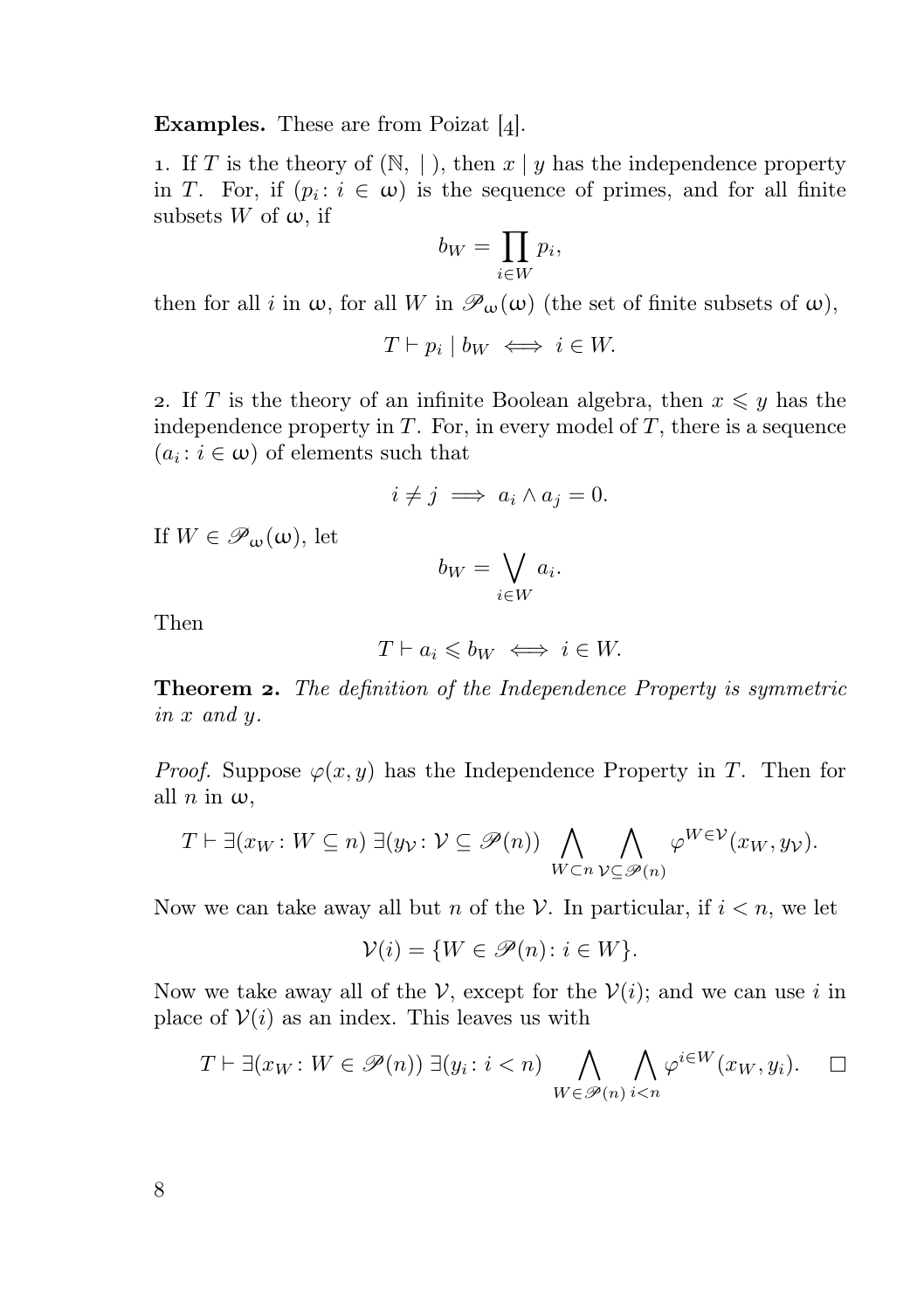**Examples.** These are from Poizat [4].

1. If $T$ is the theory of $(\mathbb{N}, \mid)$, then $x \mid y$ has the independence property in $T$. For, if $(p_i : i \in \omega)$ is the sequence of primes, and for all finite subsets $W$ of $\omega$, if

$$b_W = \prod_{i \in W} p_i,$$

then for all $i$ in $\omega$, for all $W$ in $\mathscr{P}_\omega(\omega)$ (the set of finite subsets of $\omega$),

$$T \vdash p_i \mid b_W \iff i \in W.$$

2. If $T$ is the theory of an infinite Boolean algebra, then $x \leqslant y$ has the independence property in $T$. For, in every model of $T$, there is a sequence $(a_i : i \in \omega)$ of elements such that

$$i \neq j \implies a_i \wedge a_j = 0.$$

If $W \in \mathscr{P}_\omega(\omega)$, let

$$b_W = \bigvee_{i \in W} a_i.$$

Then

$$T \vdash a_i \leqslant b_W \iff i \in W.$$

**Theorem 2.** *The definition of the Independence Property is symmetric in $x$ and $y$.*

*Proof.* Suppose $\varphi(x, y)$ has the Independence Property in $T$. Then for all $n$ in $\omega$,

$$T \vdash \exists(x_W : W \subseteq n)\, \exists(y_{\mathcal{V}} : \mathcal{V} \subseteq \mathscr{P}(n)) \bigwedge_{W \subset n} \bigwedge_{\mathcal{V} \subseteq \mathscr{P}(n)} \varphi^{W \in \mathcal{V}}(x_W, y_{\mathcal{V}}).$$

Now we can take away all but $n$ of the $\mathcal{V}$. In particular, if $i < n$, we let

$$\mathcal{V}(i) = \{W \in \mathscr{P}(n) : i \in W\}.$$

Now we take away all of the $\mathcal{V}$, except for the $\mathcal{V}(i)$; and we can use $i$ in place of $\mathcal{V}(i)$ as an index. This leaves us with

$$T \vdash \exists(x_W : W \in \mathscr{P}(n))\, \exists(y_i : i < n) \bigwedge_{W \in \mathscr{P}(n)} \bigwedge_{i < n} \varphi^{i \in W}(x_W, y_i). \quad \square$$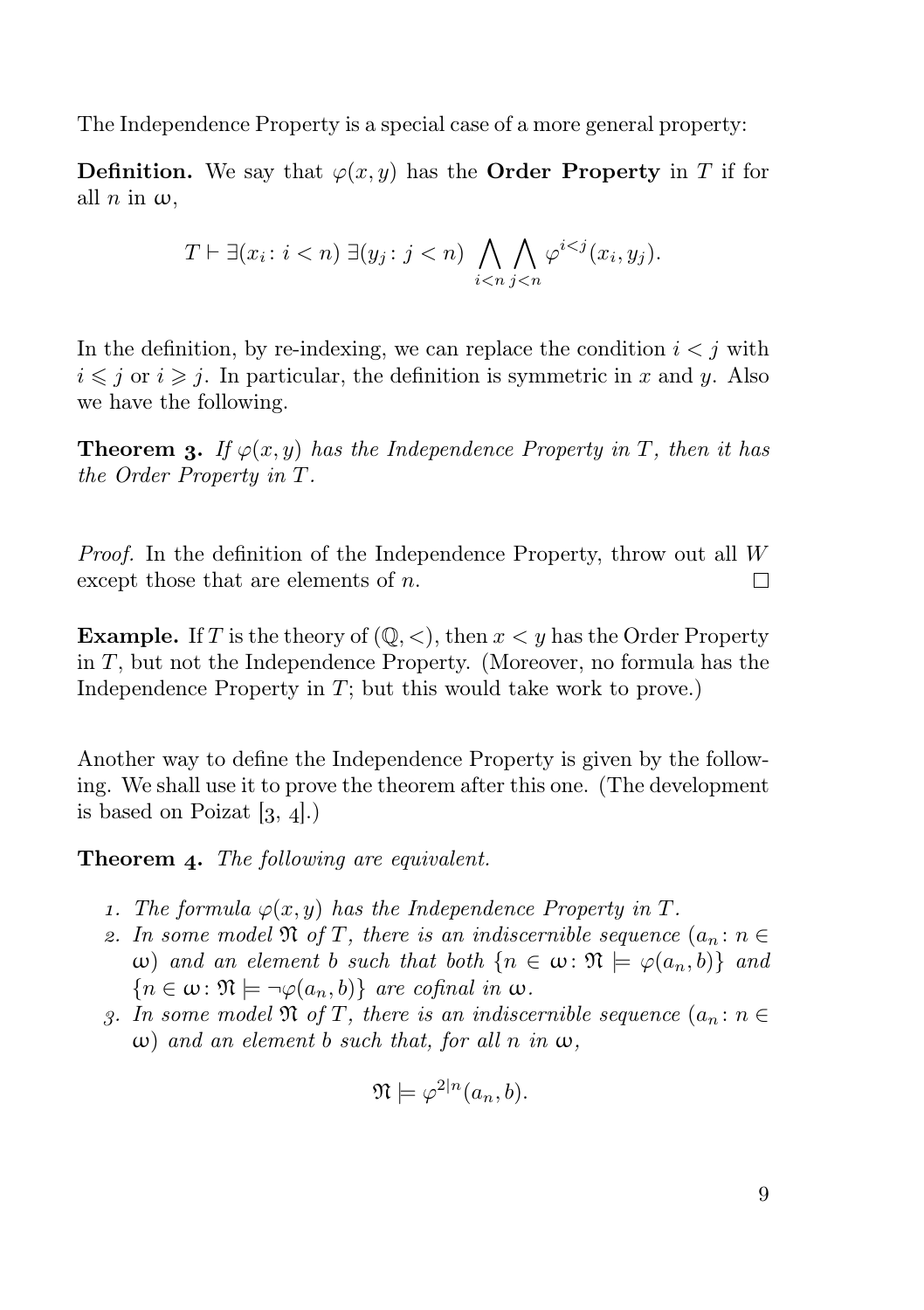The Independence Property is a special case of a more general property:

**Definition.** We say that $\varphi(x, y)$ has the **Order Property** in $T$ if for all $n$ in $\omega$,

$$T \vdash \exists(x_i \colon i < n)\ \exists(y_j \colon j < n)\ \bigwedge_{i<n} \bigwedge_{j<n} \varphi^{i<j}(x_i, y_j).$$

In the definition, by re-indexing, we can replace the condition $i < j$ with $i \leqslant j$ or $i \geqslant j$. In particular, the definition is symmetric in $x$ and $y$. Also we have the following.

**Theorem 3.** *If $\varphi(x, y)$ has the Independence Property in $T$, then it has the Order Property in $T$.*

*Proof.* In the definition of the Independence Property, throw out all $W$ except those that are elements of $n$. □

**Example.** If $T$ is the theory of $(\mathbb{Q}, <)$, then $x < y$ has the Order Property in $T$, but not the Independence Property. (Moreover, no formula has the Independence Property in $T$; but this would take work to prove.)

Another way to define the Independence Property is given by the following. We shall use it to prove the theorem after this one. (The development is based on Poizat [3, 4].)

**Theorem 4.** *The following are equivalent.*

1. *The formula $\varphi(x, y)$ has the Independence Property in $T$.*
2. *In some model $\mathfrak{N}$ of $T$, there is an indiscernible sequence $(a_n \colon n \in \omega)$ and an element $b$ such that both $\{n \in \omega \colon \mathfrak{N} \models \varphi(a_n, b)\}$ and $\{n \in \omega \colon \mathfrak{N} \models \neg\varphi(a_n, b)\}$ are cofinal in $\omega$.*
3. *In some model $\mathfrak{N}$ of $T$, there is an indiscernible sequence $(a_n \colon n \in \omega)$ and an element $b$ such that, for all $n$ in $\omega$,*

$$\mathfrak{N} \models \varphi^{2|n}(a_n, b).$$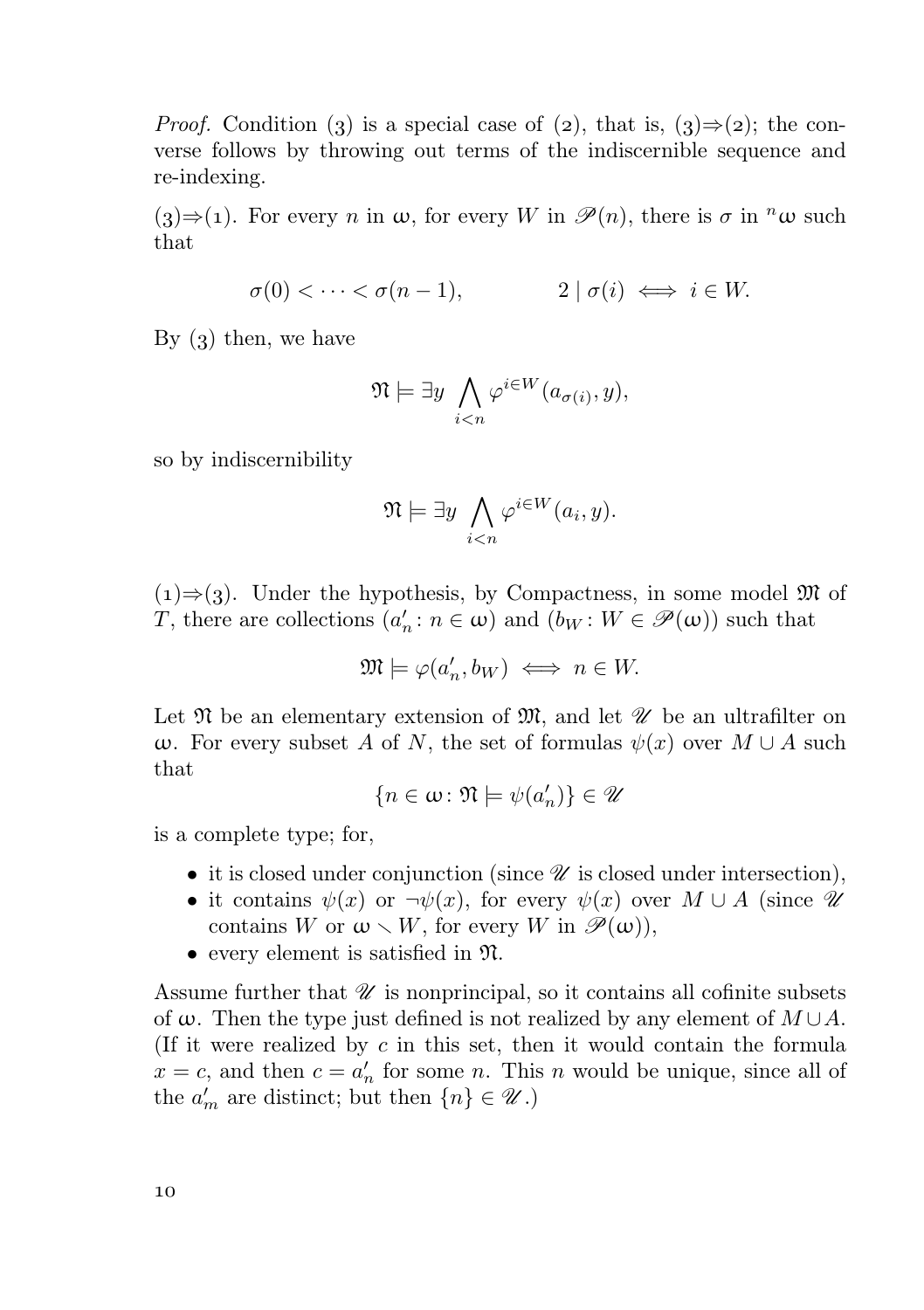*Proof.* Condition (3) is a special case of (2), that is, (3)⇒(2); the converse follows by throwing out terms of the indiscernible sequence and re-indexing.

(3)⇒(1). For every $n$ in $\omega$, for every $W$ in $\mathscr{P}(n)$, there is $\sigma$ in ${}^n\omega$ such that

$$\sigma(0) < \cdots < \sigma(n-1), \qquad\qquad 2 \mid \sigma(i) \iff i \in W.$$

By (3) then, we have

$$\mathfrak{N} \models \exists y \bigwedge_{i<n} \varphi^{i\in W}(a_{\sigma(i)}, y),$$

so by indiscernibility

$$\mathfrak{N} \models \exists y \bigwedge_{i<n} \varphi^{i\in W}(a_i, y).$$

(1)⇒(3). Under the hypothesis, by Compactness, in some model $\mathfrak{M}$ of $T$, there are collections $(a'_n \colon n \in \omega)$ and $(b_W \colon W \in \mathscr{P}(\omega))$ such that

$$\mathfrak{M} \models \varphi(a'_n, b_W) \iff n \in W.$$

Let $\mathfrak{N}$ be an elementary extension of $\mathfrak{M}$, and let $\mathscr{U}$ be an ultrafilter on $\omega$. For every subset $A$ of $N$, the set of formulas $\psi(x)$ over $M \cup A$ such that

$$\{n \in \omega \colon \mathfrak{N} \models \psi(a'_n)\} \in \mathscr{U}$$

is a complete type; for,

- it is closed under conjunction (since $\mathscr{U}$ is closed under intersection),
- it contains $\psi(x)$ or $\neg\psi(x)$, for every $\psi(x)$ over $M \cup A$ (since $\mathscr{U}$ contains $W$ or $\omega \smallsetminus W$, for every $W$ in $\mathscr{P}(\omega)$),
- every element is satisfied in $\mathfrak{N}$.

Assume further that $\mathscr{U}$ is nonprincipal, so it contains all cofinite subsets of $\omega$. Then the type just defined is not realized by any element of $M \cup A$. (If it were realized by $c$ in this set, then it would contain the formula $x = c$, and then $c = a'_n$ for some $n$. This $n$ would be unique, since all of the $a'_m$ are distinct; but then $\{n\} \in \mathscr{U}$.)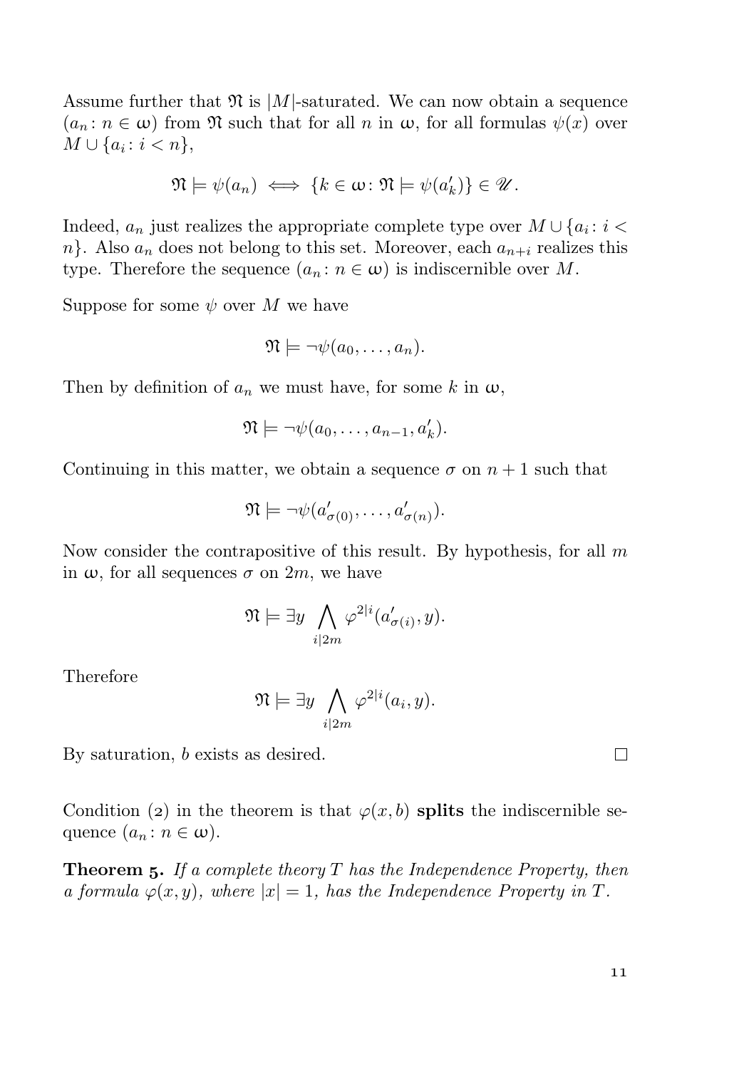Assume further that $\mathfrak{N}$ is $|M|$-saturated. We can now obtain a sequence $(a_n : n \in \omega)$ from $\mathfrak{N}$ such that for all $n$ in $\omega$, for all formulas $\psi(x)$ over $M \cup \{a_i : i < n\}$,

$$\mathfrak{N} \models \psi(a_n) \iff \{k \in \omega : \mathfrak{N} \models \psi(a'_k)\} \in \mathscr{U}.$$

Indeed, $a_n$ just realizes the appropriate complete type over $M \cup \{a_i : i < n\}$. Also $a_n$ does not belong to this set. Moreover, each $a_{n+i}$ realizes this type. Therefore the sequence $(a_n : n \in \omega)$ is indiscernible over $M$.

Suppose for some $\psi$ over $M$ we have

$$\mathfrak{N} \models \neg\psi(a_0, \dots, a_n).$$

Then by definition of $a_n$ we must have, for some $k$ in $\omega$,

$$\mathfrak{N} \models \neg\psi(a_0, \dots, a_{n-1}, a'_k).$$

Continuing in this matter, we obtain a sequence $\sigma$ on $n+1$ such that

$$\mathfrak{N} \models \neg\psi(a'_{\sigma(0)}, \dots, a'_{\sigma(n)}).$$

Now consider the contrapositive of this result. By hypothesis, for all $m$ in $\omega$, for all sequences $\sigma$ on $2m$, we have

$$\mathfrak{N} \models \exists y \bigwedge_{i|2m} \varphi^{2|i}(a'_{\sigma(i)}, y).$$

Therefore

$$\mathfrak{N} \models \exists y \bigwedge_{i|2m} \varphi^{2|i}(a_i, y).$$

By saturation, $b$ exists as desired. □

Condition (2) in the theorem is that $\varphi(x, b)$ **splits** the indiscernible sequence $(a_n : n \in \omega)$.

**Theorem 5.** *If a complete theory $T$ has the Independence Property, then a formula $\varphi(x, y)$, where $|x| = 1$, has the Independence Property in $T$.*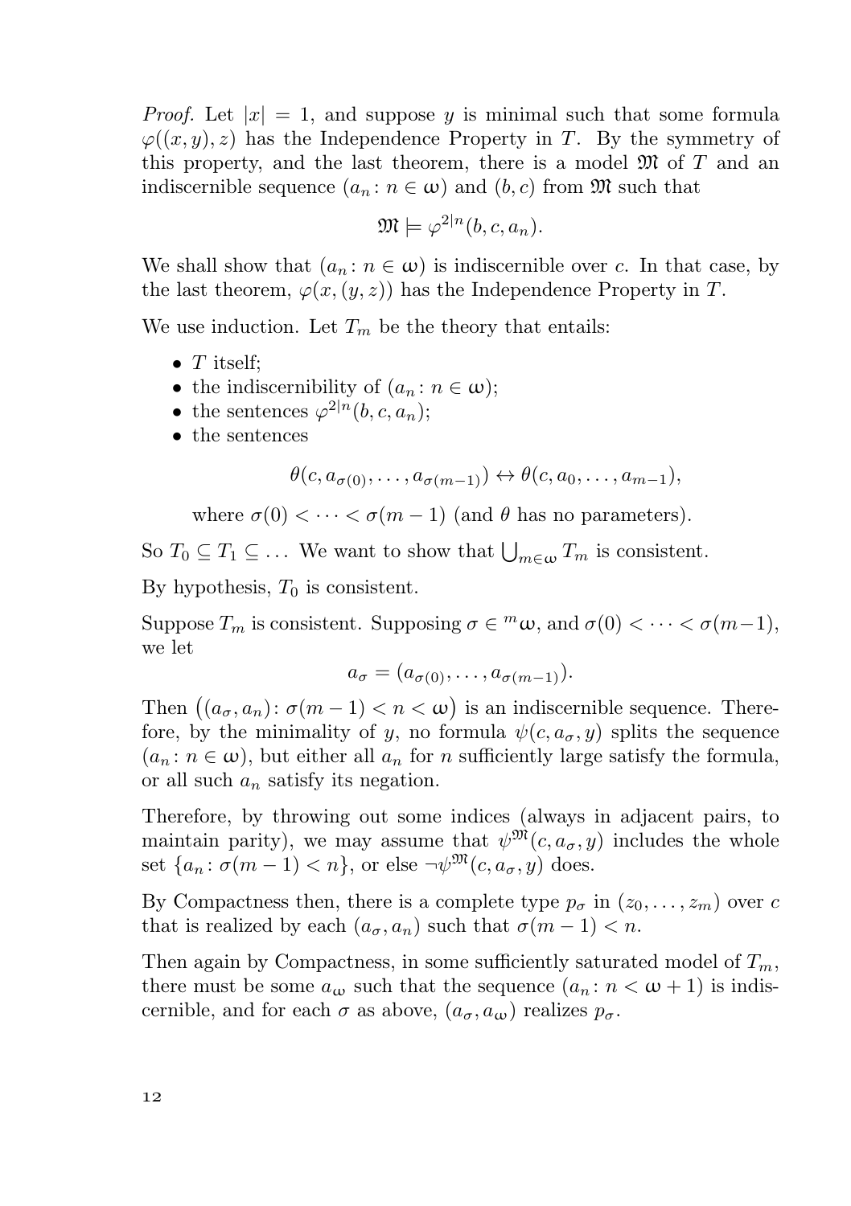*Proof.* Let $|x| = 1$, and suppose $y$ is minimal such that some formula $\varphi((x, y), z)$ has the Independence Property in $T$. By the symmetry of this property, and the last theorem, there is a model $\mathfrak{M}$ of $T$ and an indiscernible sequence $(a_n : n \in \omega)$ and $(b, c)$ from $\mathfrak{M}$ such that

$$\mathfrak{M} \models \varphi^{2|n}(b, c, a_n).$$

We shall show that $(a_n : n \in \omega)$ is indiscernible over $c$. In that case, by the last theorem, $\varphi(x, (y, z))$ has the Independence Property in $T$.

We use induction. Let $T_m$ be the theory that entails:

- $T$ itself;
- the indiscernibility of $(a_n : n \in \omega)$;
- the sentences $\varphi^{2|n}(b, c, a_n)$;
- the sentences

  $$\theta(c, a_{\sigma(0)}, \dots, a_{\sigma(m-1)}) \leftrightarrow \theta(c, a_0, \dots, a_{m-1}),$$

  where $\sigma(0) < \dots < \sigma(m-1)$ (and $\theta$ has no parameters).

So $T_0 \subseteq T_1 \subseteq \dots$ We want to show that $\bigcup_{m \in \omega} T_m$ is consistent.

By hypothesis, $T_0$ is consistent.

Suppose $T_m$ is consistent. Supposing $\sigma \in {}^m\omega$, and $\sigma(0) < \dots < \sigma(m-1)$, we let

$$a_\sigma = (a_{\sigma(0)}, \dots, a_{\sigma(m-1)}).$$

Then $\big((a_\sigma, a_n) : \sigma(m-1) < n < \omega\big)$ is an indiscernible sequence. Therefore, by the minimality of $y$, no formula $\psi(c, a_\sigma, y)$ splits the sequence $(a_n : n \in \omega)$, but either all $a_n$ for $n$ sufficiently large satisfy the formula, or all such $a_n$ satisfy its negation.

Therefore, by throwing out some indices (always in adjacent pairs, to maintain parity), we may assume that $\psi^{\mathfrak{M}}(c, a_\sigma, y)$ includes the whole set $\{a_n : \sigma(m-1) < n\}$, or else $\neg\psi^{\mathfrak{M}}(c, a_\sigma, y)$ does.

By Compactness then, there is a complete type $p_\sigma$ in $(z_0, \dots, z_m)$ over $c$ that is realized by each $(a_\sigma, a_n)$ such that $\sigma(m-1) < n$.

Then again by Compactness, in some sufficiently saturated model of $T_m$, there must be some $a_\omega$ such that the sequence $(a_n : n < \omega + 1)$ is indiscernible, and for each $\sigma$ as above, $(a_\sigma, a_\omega)$ realizes $p_\sigma$.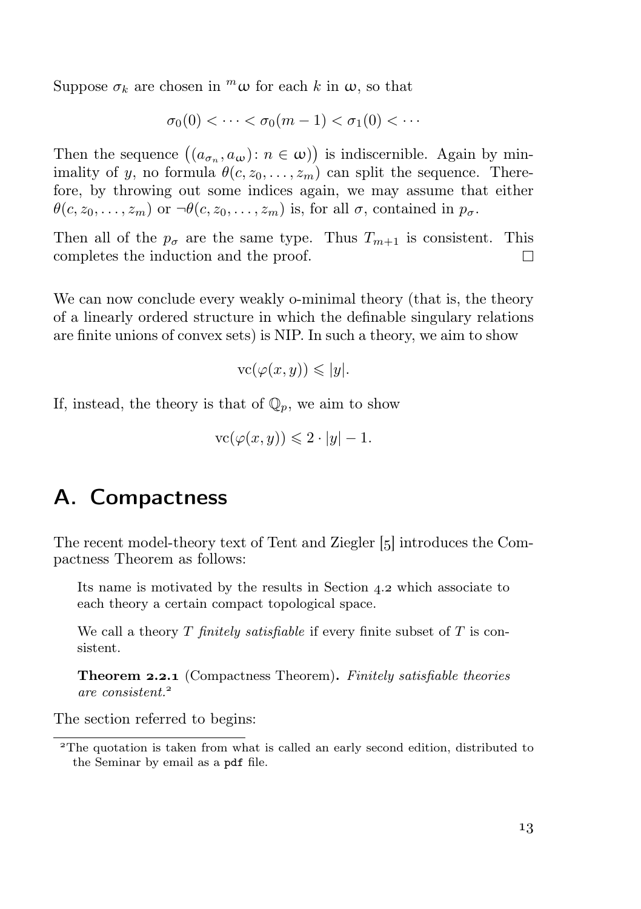Suppose $\sigma_k$ are chosen in ${}^m\omega$ for each $k$ in $\omega$, so that

$$\sigma_0(0) < \cdots < \sigma_0(m-1) < \sigma_1(0) < \cdots$$

Then the sequence $\big((a_{\sigma_n}, a_\omega)\colon n \in \omega\big)$ is indiscernible. Again by minimality of $y$, no formula $\theta(c, z_0, \dots, z_m)$ can split the sequence. Therefore, by throwing out some indices again, we may assume that either $\theta(c, z_0, \dots, z_m)$ or $\neg\theta(c, z_0, \dots, z_m)$ is, for all $\sigma$, contained in $p_\sigma$.

Then all of the $p_\sigma$ are the same type. Thus $T_{m+1}$ is consistent. This completes the induction and the proof. □

We can now conclude every weakly o-minimal theory (that is, the theory of a linearly ordered structure in which the definable singulary relations are finite unions of convex sets) is NIP. In such a theory, we aim to show

$$\mathrm{vc}(\varphi(x, y)) \leqslant |y|.$$

If, instead, the theory is that of $\mathbb{Q}_p$, we aim to show

$$\mathrm{vc}(\varphi(x, y)) \leqslant 2 \cdot |y| - 1.$$

## A. Compactness

The recent model-theory text of Tent and Ziegler [5] introduces the Compactness Theorem as follows:

> Its name is motivated by the results in Section 4.2 which associate to each theory a certain compact topological space.
>
> We call a theory $T$ *finitely satisfiable* if every finite subset of $T$ is consistent.
>
> **Theorem 2.2.1** (Compactness Theorem)**.** *Finitely satisfiable theories are consistent.*[2]

The section referred to begins:

[2] The quotation is taken from what is called an early second edition, distributed to the Seminar by email as a pdf file.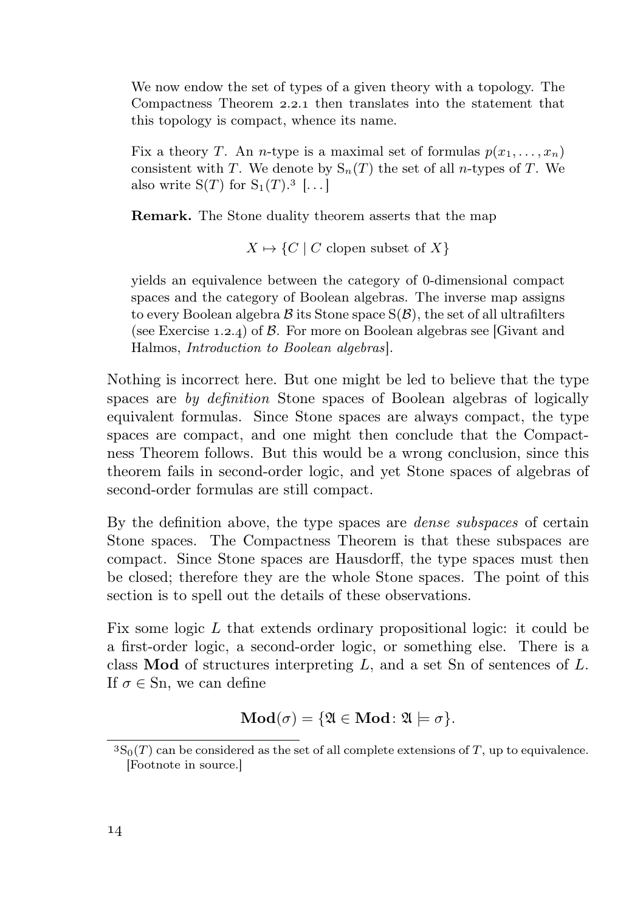> We now endow the set of types of a given theory with a topology. The Compactness Theorem 2.2.1 then translates into the statement that this topology is compact, whence its name.
>
> Fix a theory $T$. An $n$-type is a maximal set of formulas $p(x_1, \dots, x_n)$ consistent with $T$. We denote by $\mathrm{S}_n(T)$ the set of all $n$-types of $T$. We also write $\mathrm{S}(T)$ for $\mathrm{S}_1(T)$.[3] [...]
>
> **Remark.** The Stone duality theorem asserts that the map
>
> $$X \mapsto \{C \mid C \text{ clopen subset of } X\}$$
>
> yields an equivalence between the category of 0-dimensional compact spaces and the category of Boolean algebras. The inverse map assigns to every Boolean algebra $\mathcal{B}$ its Stone space $\mathrm{S}(\mathcal{B})$, the set of all ultrafilters (see Exercise 1.2.4) of $\mathcal{B}$. For more on Boolean algebras see [Givant and Halmos, *Introduction to Boolean algebras*].

Nothing is incorrect here. But one might be led to believe that the type spaces are *by definition* Stone spaces of Boolean algebras of logically equivalent formulas. Since Stone spaces are always compact, the type spaces are compact, and one might then conclude that the Compactness Theorem follows. But this would be a wrong conclusion, since this theorem fails in second-order logic, and yet Stone spaces of algebras of second-order formulas are still compact.

By the definition above, the type spaces are *dense subspaces* of certain Stone spaces. The Compactness Theorem is that these subspaces are compact. Since Stone spaces are Hausdorff, the type spaces must then be closed; therefore they are the whole Stone spaces. The point of this section is to spell out the details of these observations.

Fix some logic $L$ that extends ordinary propositional logic: it could be a first-order logic, a second-order logic, or something else. There is a class **Mod** of structures interpreting $L$, and a set Sn of sentences of $L$. If $\sigma \in \mathrm{Sn}$, we can define

$$\mathbf{Mod}(\sigma) = \{\mathfrak{A} \in \mathbf{Mod} \colon \mathfrak{A} \models \sigma\}.$$

[3] $\mathrm{S}_0(T)$ can be considered as the set of all complete extensions of $T$, up to equivalence. [Footnote in source.]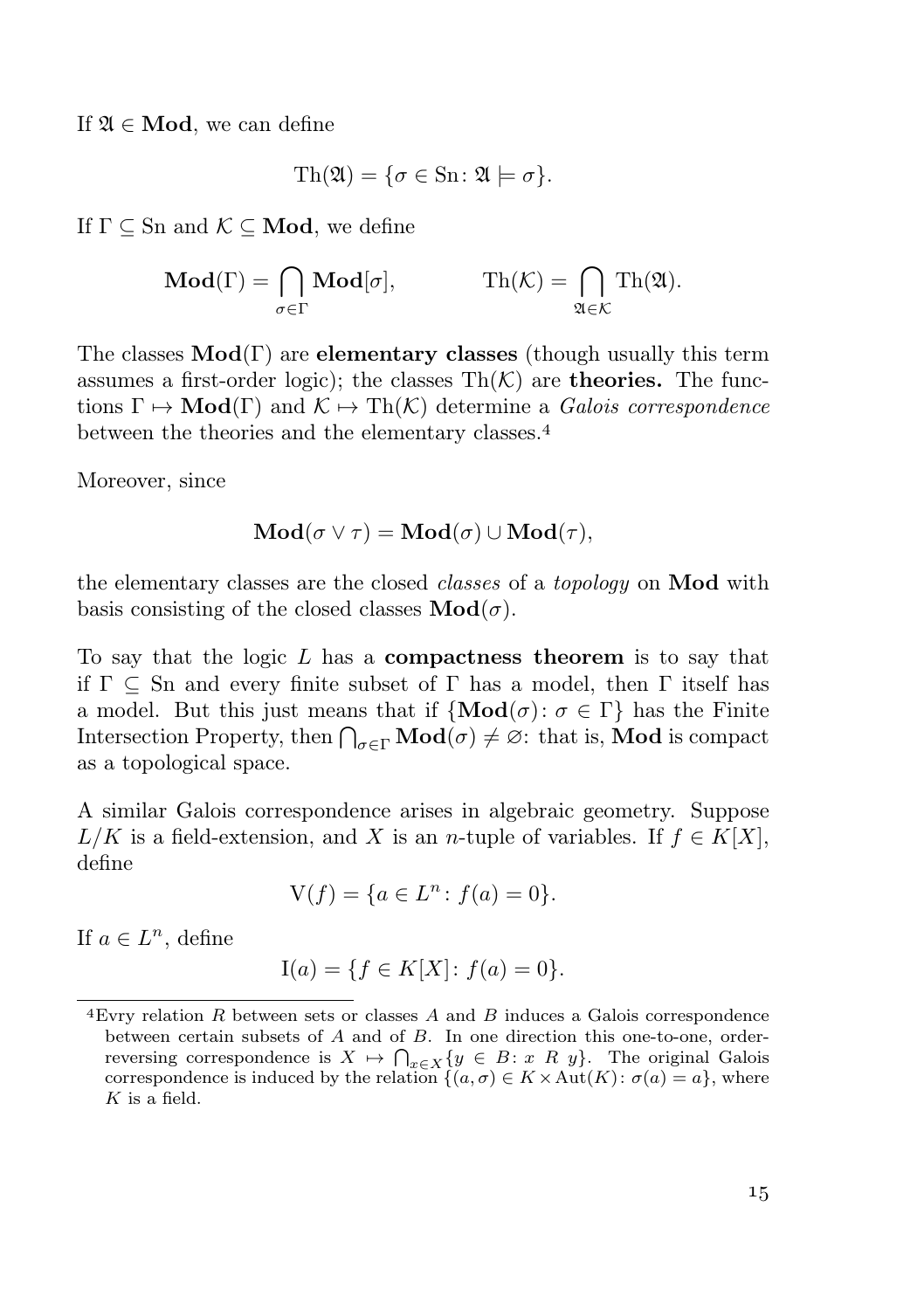If $\mathfrak{A} \in \mathbf{Mod}$, we can define

$$\mathrm{Th}(\mathfrak{A}) = \{\sigma \in \mathrm{Sn} \colon \mathfrak{A} \models \sigma\}.$$

If $\Gamma \subseteq \mathrm{Sn}$ and $\mathcal{K} \subseteq \mathbf{Mod}$, we define

$$\mathbf{Mod}(\Gamma) = \bigcap_{\sigma \in \Gamma} \mathbf{Mod}[\sigma], \qquad \mathrm{Th}(\mathcal{K}) = \bigcap_{\mathfrak{A} \in \mathcal{K}} \mathrm{Th}(\mathfrak{A}).$$

The classes $\mathbf{Mod}(\Gamma)$ are **elementary classes** (though usually this term assumes a first-order logic); the classes $\mathrm{Th}(\mathcal{K})$ are **theories.** The functions $\Gamma \mapsto \mathbf{Mod}(\Gamma)$ and $\mathcal{K} \mapsto \mathrm{Th}(\mathcal{K})$ determine a *Galois correspondence* between the theories and the elementary classes.[4]

Moreover, since

$$\mathbf{Mod}(\sigma \vee \tau) = \mathbf{Mod}(\sigma) \cup \mathbf{Mod}(\tau),$$

the elementary classes are the closed *classes* of a *topology* on $\mathbf{Mod}$ with basis consisting of the closed classes $\mathbf{Mod}(\sigma)$.

To say that the logic $L$ has a **compactness theorem** is to say that if $\Gamma \subseteq \mathrm{Sn}$ and every finite subset of $\Gamma$ has a model, then $\Gamma$ itself has a model. But this just means that if $\{\mathbf{Mod}(\sigma) \colon \sigma \in \Gamma\}$ has the Finite Intersection Property, then $\bigcap_{\sigma \in \Gamma} \mathbf{Mod}(\sigma) \neq \varnothing$: that is, $\mathbf{Mod}$ is compact as a topological space.

A similar Galois correspondence arises in algebraic geometry. Suppose $L/K$ is a field-extension, and $X$ is an $n$-tuple of variables. If $f \in K[X]$, define

$$\mathrm{V}(f) = \{a \in L^n \colon f(a) = 0\}.$$

If $a \in L^n$, define

$$\mathrm{I}(a) = \{f \in K[X] \colon f(a) = 0\}.$$

[4] Evry relation $R$ between sets or classes $A$ and $B$ induces a Galois correspondence between certain subsets of $A$ and of $B$. In one direction this one-to-one, order-reversing correspondence is $X \mapsto \bigcap_{x \in X}\{y \in B \colon x \; R \; y\}$. The original Galois correspondence is induced by the relation $\{(a, \sigma) \in K \times \mathrm{Aut}(K) \colon \sigma(a) = a\}$, where $K$ is a field.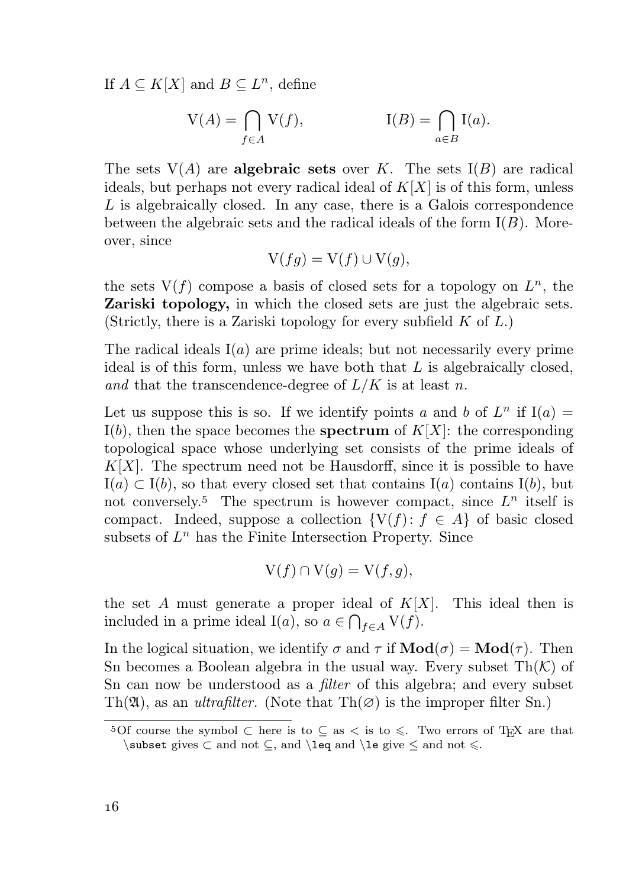If $A \subseteq K[X]$ and $B \subseteq L^n$, define

$$\mathrm{V}(A) = \bigcap_{f \in A} \mathrm{V}(f), \qquad\qquad \mathrm{I}(B) = \bigcap_{a \in B} \mathrm{I}(a).$$

The sets $\mathrm{V}(A)$ are **algebraic sets** over $K$. The sets $\mathrm{I}(B)$ are radical ideals, but perhaps not every radical ideal of $K[X]$ is of this form, unless $L$ is algebraically closed. In any case, there is a Galois correspondence between the algebraic sets and the radical ideals of the form $\mathrm{I}(B)$. Moreover, since

$$\mathrm{V}(fg) = \mathrm{V}(f) \cup \mathrm{V}(g),$$

the sets $\mathrm{V}(f)$ compose a basis of closed sets for a topology on $L^n$, the **Zariski topology,** in which the closed sets are just the algebraic sets. (Strictly, there is a Zariski topology for every subfield $K$ of $L$.)

The radical ideals $\mathrm{I}(a)$ are prime ideals; but not necessarily every prime ideal is of this form, unless we have both that $L$ is algebraically closed, *and* that the transcendence-degree of $L/K$ is at least $n$.

Let us suppose this is so. If we identify points $a$ and $b$ of $L^n$ if $\mathrm{I}(a) = \mathrm{I}(b)$, then the space becomes the **spectrum** of $K[X]$: the corresponding topological space whose underlying set consists of the prime ideals of $K[X]$. The spectrum need not be Hausdorff, since it is possible to have $\mathrm{I}(a) \subset \mathrm{I}(b)$, so that every closed set that contains $\mathrm{I}(a)$ contains $\mathrm{I}(b)$, but not conversely.[5] The spectrum is however compact, since $L^n$ itself is compact. Indeed, suppose a collection $\{\mathrm{V}(f) \colon f \in A\}$ of basic closed subsets of $L^n$ has the Finite Intersection Property. Since

$$\mathrm{V}(f) \cap \mathrm{V}(g) = \mathrm{V}(f, g),$$

the set $A$ must generate a proper ideal of $K[X]$. This ideal then is included in a prime ideal $\mathrm{I}(a)$, so $a \in \bigcap_{f \in A} \mathrm{V}(f)$.

In the logical situation, we identify $\sigma$ and $\tau$ if $\mathbf{Mod}(\sigma) = \mathbf{Mod}(\tau)$. Then Sn becomes a Boolean algebra in the usual way. Every subset $\mathrm{Th}(\mathcal{K})$ of Sn can now be understood as a *filter* of this algebra; and every subset $\mathrm{Th}(\mathfrak{A})$, as an *ultrafilter.* (Note that $\mathrm{Th}(\varnothing)$ is the improper filter Sn.)

[5] Of course the symbol $\subset$ here is to $\subseteq$ as $<$ is to $\leqslant$. Two errors of TEX are that `\subset` gives $\subset$ and not $\subseteq$, and `\leq` and `\le` give $\leq$ and not $\leqslant$.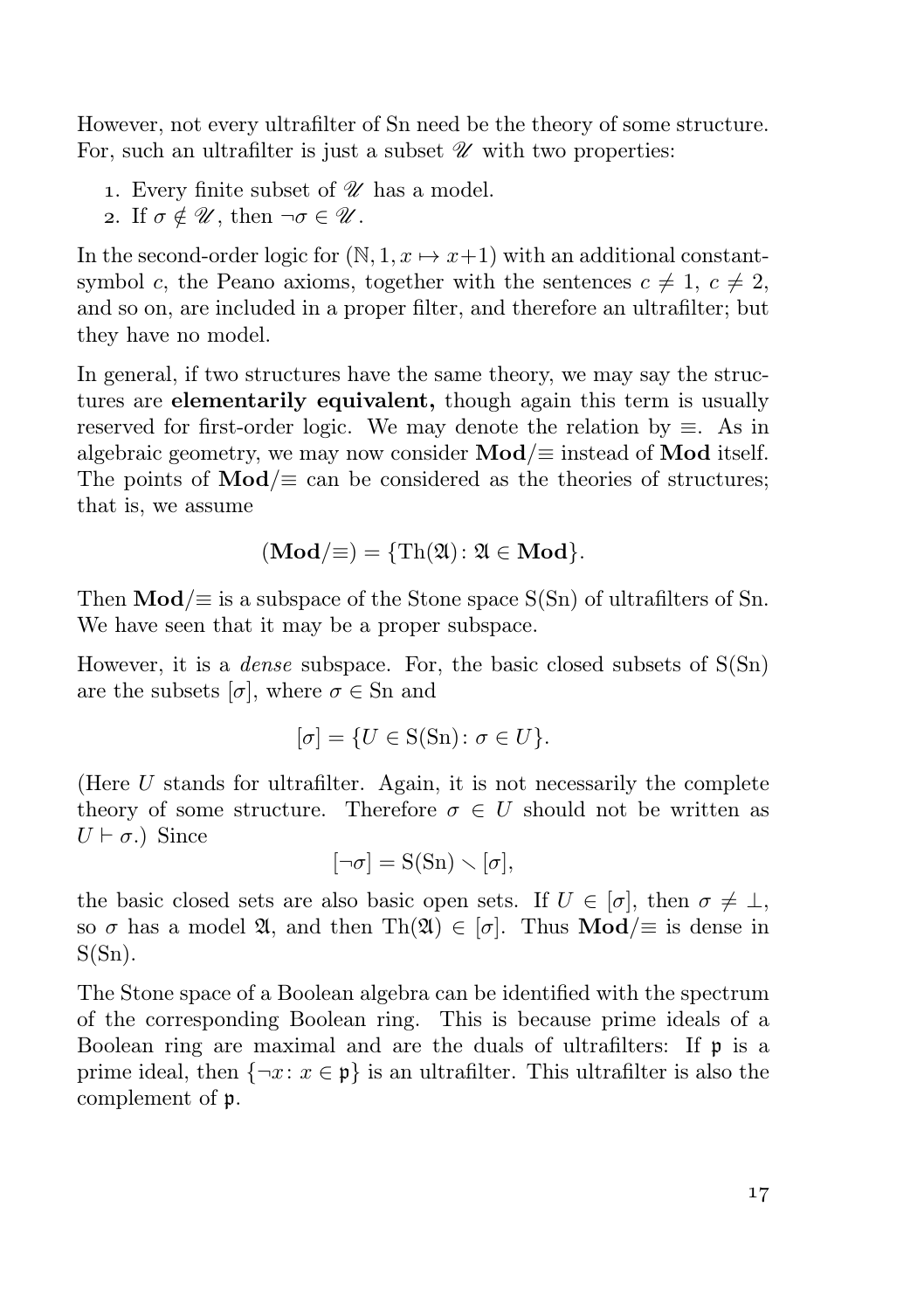However, not every ultrafilter of Sn need be the theory of some structure. For, such an ultrafilter is just a subset $\mathscr{U}$ with two properties:

1. Every finite subset of $\mathscr{U}$ has a model.
2. If $\sigma \notin \mathscr{U}$, then $\neg\sigma \in \mathscr{U}$.

In the second-order logic for $(\mathbb{N}, 1, x \mapsto x+1)$ with an additional constant-symbol $c$, the Peano axioms, together with the sentences $c \neq 1$, $c \neq 2$, and so on, are included in a proper filter, and therefore an ultrafilter; but they have no model.

In general, if two structures have the same theory, we may say the structures are **elementarily equivalent,** though again this term is usually reserved for first-order logic. We may denote the relation by $\equiv$. As in algebraic geometry, we may now consider $\mathbf{Mod}/\equiv$ instead of $\mathbf{Mod}$ itself. The points of $\mathbf{Mod}/\equiv$ can be considered as the theories of structures; that is, we assume

$$(\mathbf{Mod}/\equiv) = \{\mathrm{Th}(\mathfrak{A}) \colon \mathfrak{A} \in \mathbf{Mod}\}.$$

Then $\mathbf{Mod}/\equiv$ is a subspace of the Stone space $\mathrm{S}(\mathrm{Sn})$ of ultrafilters of Sn. We have seen that it may be a proper subspace.

However, it is a *dense* subspace. For, the basic closed subsets of $\mathrm{S}(\mathrm{Sn})$ are the subsets $[\sigma]$, where $\sigma \in \mathrm{Sn}$ and

$$[\sigma] = \{U \in \mathrm{S}(\mathrm{Sn}) \colon \sigma \in U\}.$$

(Here $U$ stands for ultrafilter. Again, it is not necessarily the complete theory of some structure. Therefore $\sigma \in U$ should not be written as $U \vdash \sigma$.) Since

$$[\neg\sigma] = \mathrm{S}(\mathrm{Sn}) \smallsetminus [\sigma],$$

the basic closed sets are also basic open sets. If $U \in [\sigma]$, then $\sigma \neq \bot$, so $\sigma$ has a model $\mathfrak{A}$, and then $\mathrm{Th}(\mathfrak{A}) \in [\sigma]$. Thus $\mathbf{Mod}/\equiv$ is dense in $\mathrm{S}(\mathrm{Sn})$.

The Stone space of a Boolean algebra can be identified with the spectrum of the corresponding Boolean ring. This is because prime ideals of a Boolean ring are maximal and are the duals of ultrafilters: If $\mathfrak{p}$ is a prime ideal, then $\{\neg x \colon x \in \mathfrak{p}\}$ is an ultrafilter. This ultrafilter is also the complement of $\mathfrak{p}$.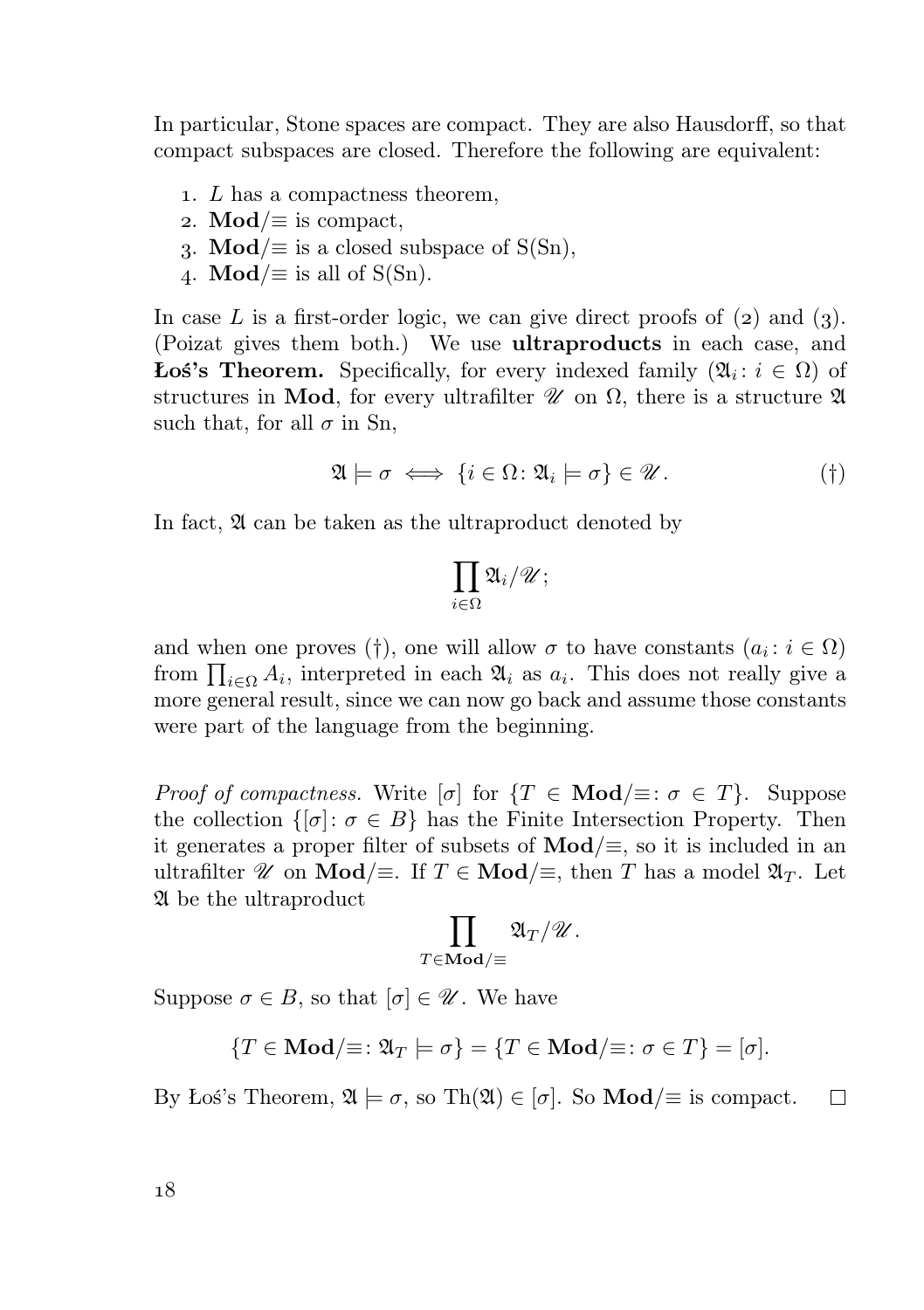In particular, Stone spaces are compact. They are also Hausdorff, so that compact subspaces are closed. Therefore the following are equivalent:

1. $L$ has a compactness theorem,
2. $\mathbf{Mod}/{\equiv}$ is compact,
3. $\mathbf{Mod}/{\equiv}$ is a closed subspace of $\mathrm{S}(\mathrm{Sn})$,
4. $\mathbf{Mod}/{\equiv}$ is all of $\mathrm{S}(\mathrm{Sn})$.

In case $L$ is a first-order logic, we can give direct proofs of (2) and (3). (Poizat gives them both.) We use **ultraproducts** in each case, and **Łoś's Theorem.** Specifically, for every indexed family $(\mathfrak{A}_i : i \in \Omega)$ of structures in $\mathbf{Mod}$, for every ultrafilter $\mathscr{U}$ on $\Omega$, there is a structure $\mathfrak{A}$ such that, for all $\sigma$ in Sn,

$$\mathfrak{A} \models \sigma \iff \{i \in \Omega : \mathfrak{A}_i \models \sigma\} \in \mathscr{U}. \tag{†}$$

In fact, $\mathfrak{A}$ can be taken as the ultraproduct denoted by

$$\prod_{i \in \Omega} \mathfrak{A}_i/\mathscr{U};$$

and when one proves (†), one will allow $\sigma$ to have constants $(a_i : i \in \Omega)$ from $\prod_{i\in\Omega} A_i$, interpreted in each $\mathfrak{A}_i$ as $a_i$. This does not really give a more general result, since we can now go back and assume those constants were part of the language from the beginning.

*Proof of compactness.* Write $[\sigma]$ for $\{T \in \mathbf{Mod}/{\equiv} : \sigma \in T\}$. Suppose the collection $\{[\sigma] : \sigma \in B\}$ has the Finite Intersection Property. Then it generates a proper filter of subsets of $\mathbf{Mod}/{\equiv}$, so it is included in an ultrafilter $\mathscr{U}$ on $\mathbf{Mod}/{\equiv}$. If $T \in \mathbf{Mod}/{\equiv}$, then $T$ has a model $\mathfrak{A}_T$. Let $\mathfrak{A}$ be the ultraproduct

$$\prod_{T \in \mathbf{Mod}/\equiv} \mathfrak{A}_T/\mathscr{U}.$$

Suppose $\sigma \in B$, so that $[\sigma] \in \mathscr{U}$. We have

$$\{T \in \mathbf{Mod}/{\equiv} : \mathfrak{A}_T \models \sigma\} = \{T \in \mathbf{Mod}/{\equiv} : \sigma \in T\} = [\sigma].$$

By Łoś's Theorem, $\mathfrak{A} \models \sigma$, so $\mathrm{Th}(\mathfrak{A}) \in [\sigma]$. So $\mathbf{Mod}/{\equiv}$ is compact. □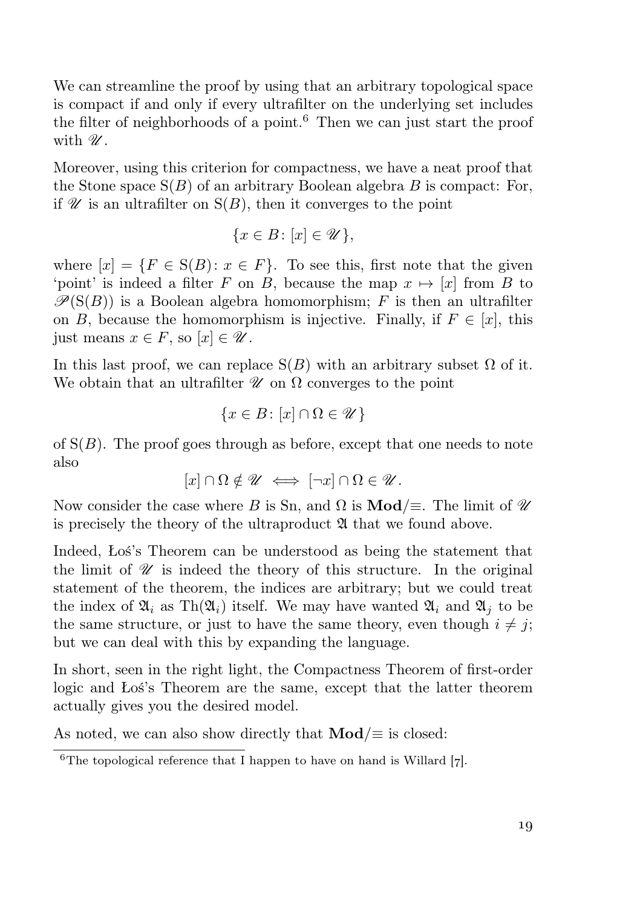We can streamline the proof by using that an arbitrary topological space is compact if and only if every ultrafilter on the underlying set includes the filter of neighborhoods of a point.[6] Then we can just start the proof with $\mathscr{U}$.

Moreover, using this criterion for compactness, we have a neat proof that the Stone space $\mathrm{S}(B)$ of an arbitrary Boolean algebra $B$ is compact: For, if $\mathscr{U}$ is an ultrafilter on $\mathrm{S}(B)$, then it converges to the point

$$\{x \in B \colon [x] \in \mathscr{U}\},$$

where $[x] = \{F \in \mathrm{S}(B) \colon x \in F\}$. To see this, first note that the given 'point' is indeed a filter $F$ on $B$, because the map $x \mapsto [x]$ from $B$ to $\mathscr{P}(\mathrm{S}(B))$ is a Boolean algebra homomorphism; $F$ is then an ultrafilter on $B$, because the homomorphism is injective. Finally, if $F \in [x]$, this just means $x \in F$, so $[x] \in \mathscr{U}$.

In this last proof, we can replace $\mathrm{S}(B)$ with an arbitrary subset $\Omega$ of it. We obtain that an ultrafilter $\mathscr{U}$ on $\Omega$ converges to the point

$$\{x \in B \colon [x] \cap \Omega \in \mathscr{U}\}$$

of $\mathrm{S}(B)$. The proof goes through as before, except that one needs to note also

$$[x] \cap \Omega \notin \mathscr{U} \iff [\neg x] \cap \Omega \in \mathscr{U}.$$

Now consider the case where $B$ is Sn, and $\Omega$ is $\mathbf{Mod}/{\equiv}$. The limit of $\mathscr{U}$ is precisely the theory of the ultraproduct $\mathfrak{A}$ that we found above.

Indeed, Łoś's Theorem can be understood as being the statement that the limit of $\mathscr{U}$ is indeed the theory of this structure. In the original statement of the theorem, the indices are arbitrary; but we could treat the index of $\mathfrak{A}_i$ as $\mathrm{Th}(\mathfrak{A}_i)$ itself. We may have wanted $\mathfrak{A}_i$ and $\mathfrak{A}_j$ to be the same structure, or just to have the same theory, even though $i \neq j$; but we can deal with this by expanding the language.

In short, seen in the right light, the Compactness Theorem of first-order logic and Łoś's Theorem are the same, except that the latter theorem actually gives you the desired model.

As noted, we can also show directly that $\mathbf{Mod}/{\equiv}$ is closed:

[6] The topological reference that I happen to have on hand is Willard [7].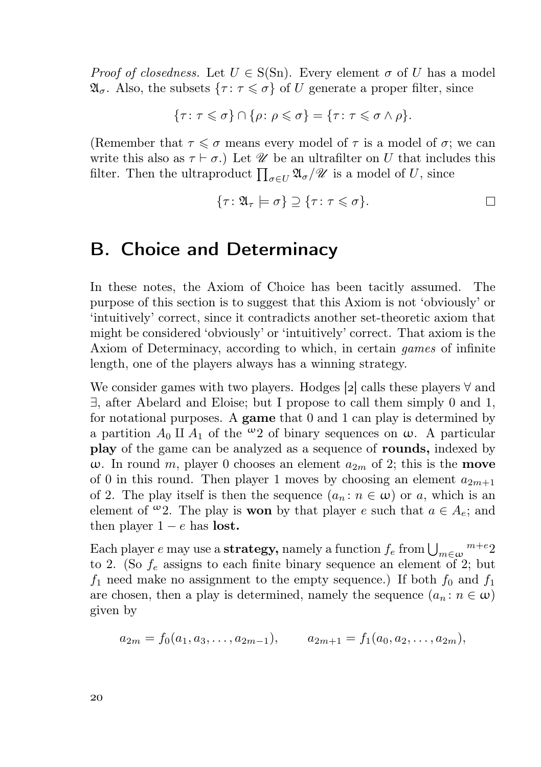*Proof of closedness.* Let $U \in \mathrm{S}(\mathrm{Sn})$. Every element $\sigma$ of $U$ has a model $\mathfrak{A}_\sigma$. Also, the subsets $\{\tau \colon \tau \leqslant \sigma\}$ of $U$ generate a proper filter, since

$$\{\tau \colon \tau \leqslant \sigma\} \cap \{\rho \colon \rho \leqslant \sigma\} = \{\tau \colon \tau \leqslant \sigma \wedge \rho\}.$$

(Remember that $\tau \leqslant \sigma$ means every model of $\tau$ is a model of $\sigma$; we can write this also as $\tau \vdash \sigma$.) Let $\mathscr{U}$ be an ultrafilter on $U$ that includes this filter. Then the ultraproduct $\prod_{\sigma \in U} \mathfrak{A}_\sigma / \mathscr{U}$ is a model of $U$, since

$$\{\tau \colon \mathfrak{A}_\tau \models \sigma\} \supseteq \{\tau \colon \tau \leqslant \sigma\}. \qquad \square$$

## B. Choice and Determinacy

In these notes, the Axiom of Choice has been tacitly assumed. The purpose of this section is to suggest that this Axiom is not 'obviously' or 'intuitively' correct, since it contradicts another set-theoretic axiom that might be considered 'obviously' or 'intuitively' correct. That axiom is the Axiom of Determinacy, according to which, in certain *games* of infinite length, one of the players always has a winning strategy.

We consider games with two players. Hodges [2] calls these players $\forall$ and $\exists$, after Abelard and Eloise; but I propose to call them simply 0 and 1, for notational purposes. A **game** that 0 and 1 can play is determined by a partition $A_0 \amalg A_1$ of the ${}^{\omega}2$ of binary sequences on $\omega$. A particular **play** of the game can be analyzed as a sequence of **rounds,** indexed by $\omega$. In round $m$, player 0 chooses an element $a_{2m}$ of 2; this is the **move** of 0 in this round. Then player 1 moves by choosing an element $a_{2m+1}$ of 2. The play itself is then the sequence $(a_n \colon n \in \omega)$ or $a$, which is an element of ${}^{\omega}2$. The play is **won** by that player $e$ such that $a \in A_e$; and then player $1 - e$ has **lost.**

Each player $e$ may use a **strategy,** namely a function $f_e$ from $\bigcup_{m \in \omega} {}^{m+e}2$ to 2. (So $f_e$ assigns to each finite binary sequence an element of 2; but $f_1$ need make no assignment to the empty sequence.) If both $f_0$ and $f_1$ are chosen, then a play is determined, namely the sequence $(a_n \colon n \in \omega)$ given by

$$a_{2m} = f_0(a_1, a_3, \dots, a_{2m-1}), \qquad a_{2m+1} = f_1(a_0, a_2, \dots, a_{2m}),$$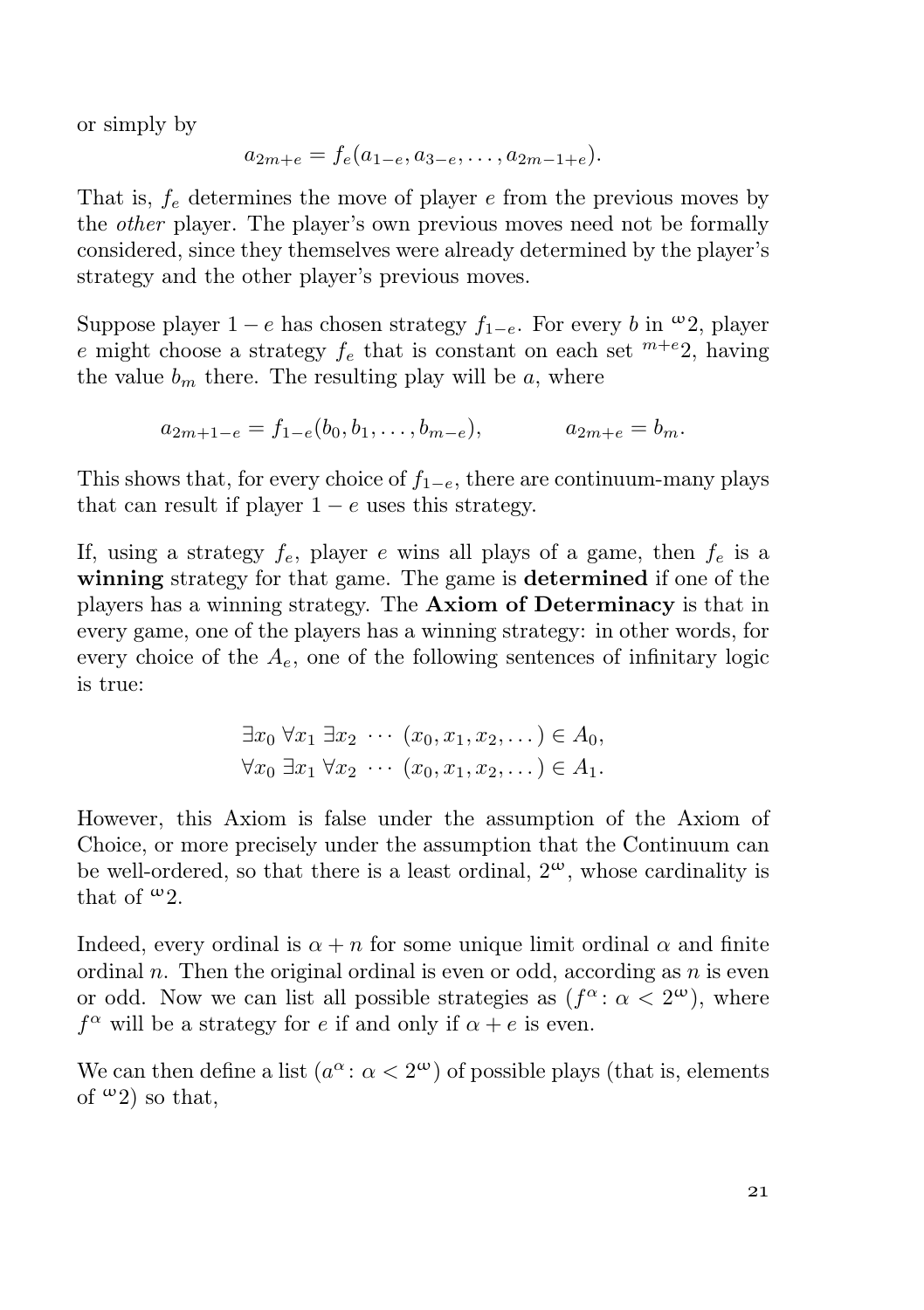or simply by

$$a_{2m+e} = f_e(a_{1-e}, a_{3-e}, \dots, a_{2m-1+e}).$$

That is, $f_e$ determines the move of player $e$ from the previous moves by the *other* player. The player's own previous moves need not be formally considered, since they themselves were already determined by the player's strategy and the other player's previous moves.

Suppose player $1-e$ has chosen strategy $f_{1-e}$. For every $b$ in ${}^{\omega}2$, player $e$ might choose a strategy $f_e$ that is constant on each set ${}^{m+e}2$, having the value $b_m$ there. The resulting play will be $a$, where

$$a_{2m+1-e} = f_{1-e}(b_0, b_1, \dots, b_{m-e}), \qquad\qquad a_{2m+e} = b_m.$$

This shows that, for every choice of $f_{1-e}$, there are continuum-many plays that can result if player $1-e$ uses this strategy.

If, using a strategy $f_e$, player $e$ wins all plays of a game, then $f_e$ is a **winning** strategy for that game. The game is **determined** if one of the players has a winning strategy. The **Axiom of Determinacy** is that in every game, one of the players has a winning strategy: in other words, for every choice of the $A_e$, one of the following sentences of infinitary logic is true:

$$\exists x_0 \; \forall x_1 \; \exists x_2 \; \cdots \; (x_0, x_1, x_2, \dots) \in A_0,$$
$$\forall x_0 \; \exists x_1 \; \forall x_2 \; \cdots \; (x_0, x_1, x_2, \dots) \in A_1.$$

However, this Axiom is false under the assumption of the Axiom of Choice, or more precisely under the assumption that the Continuum can be well-ordered, so that there is a least ordinal, $2^{\omega}$, whose cardinality is that of ${}^{\omega}2$.

Indeed, every ordinal is $\alpha + n$ for some unique limit ordinal $\alpha$ and finite ordinal $n$. Then the original ordinal is even or odd, according as $n$ is even or odd. Now we can list all possible strategies as $(f^{\alpha} \colon \alpha < 2^{\omega})$, where $f^{\alpha}$ will be a strategy for $e$ if and only if $\alpha + e$ is even.

We can then define a list $(a^{\alpha} \colon \alpha < 2^{\omega})$ of possible plays (that is, elements of ${}^{\omega}2$) so that,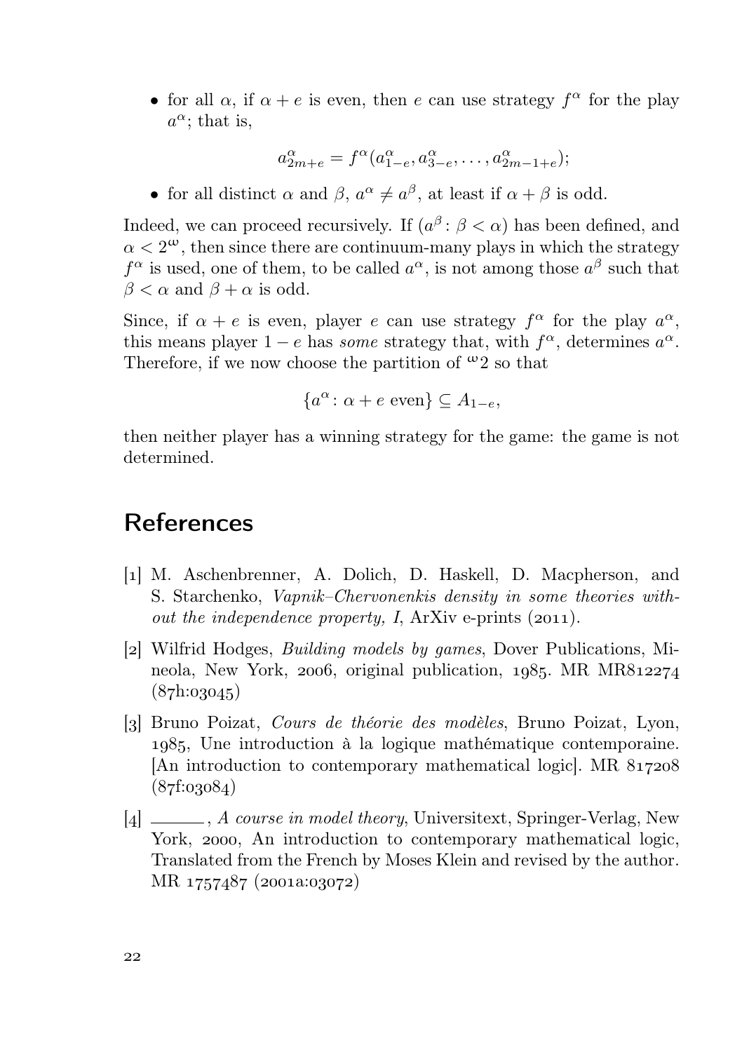- for all $\alpha$, if $\alpha + e$ is even, then $e$ can use strategy $f^\alpha$ for the play $a^\alpha$; that is,

$$a^\alpha_{2m+e} = f^\alpha(a^\alpha_{1-e}, a^\alpha_{3-e}, \dots, a^\alpha_{2m-1+e});$$

- for all distinct $\alpha$ and $\beta$, $a^\alpha \neq a^\beta$, at least if $\alpha + \beta$ is odd.

Indeed, we can proceed recursively. If $(a^\beta : \beta < \alpha)$ has been defined, and $\alpha < 2^\omega$, then since there are continuum-many plays in which the strategy $f^\alpha$ is used, one of them, to be called $a^\alpha$, is not among those $a^\beta$ such that $\beta < \alpha$ and $\beta + \alpha$ is odd.

Since, if $\alpha + e$ is even, player $e$ can use strategy $f^\alpha$ for the play $a^\alpha$, this means player $1 - e$ has *some* strategy that, with $f^\alpha$, determines $a^\alpha$. Therefore, if we now choose the partition of ${}^\omega 2$ so that

$$\{a^\alpha : \alpha + e \text{ even}\} \subseteq A_{1-e},$$

then neither player has a winning strategy for the game: the game is not determined.

## References

[1] M. Aschenbrenner, A. Dolich, D. Haskell, D. Macpherson, and S. Starchenko, *Vapnik–Chervonenkis density in some theories without the independence property, I*, ArXiv e-prints (2011).

[2] Wilfrid Hodges, *Building models by games*, Dover Publications, Mineola, New York, 2006, original publication, 1985. MR MR812274 (87h:03045)

[3] Bruno Poizat, *Cours de théorie des modèles*, Bruno Poizat, Lyon, 1985, Une introduction à la logique mathématique contemporaine. [An introduction to contemporary mathematical logic]. MR 817208 (87f:03084)

[4] ______, *A course in model theory*, Universitext, Springer-Verlag, New York, 2000, An introduction to contemporary mathematical logic, Translated from the French by Moses Klein and revised by the author. MR 1757487 (2001a:03072)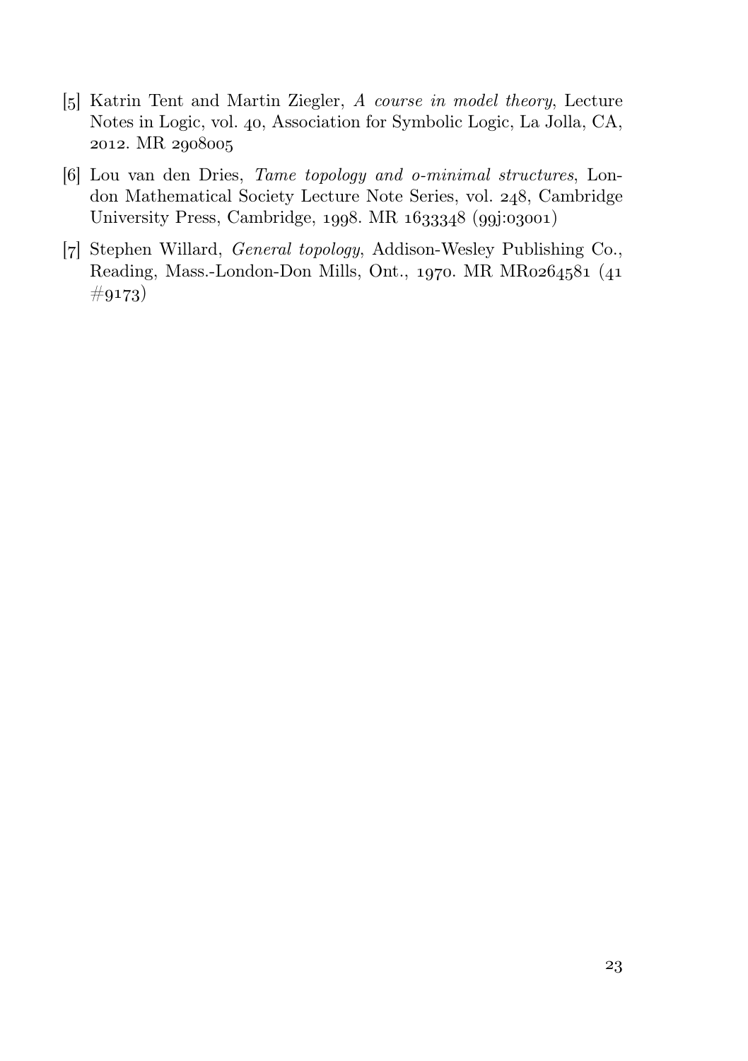[5] Katrin Tent and Martin Ziegler, *A course in model theory*, Lecture Notes in Logic, vol. 40, Association for Symbolic Logic, La Jolla, CA, 2012. MR 2908005

[6] Lou van den Dries, *Tame topology and o-minimal structures*, London Mathematical Society Lecture Note Series, vol. 248, Cambridge University Press, Cambridge, 1998. MR 1633348 (99j:03001)

[7] Stephen Willard, *General topology*, Addison-Wesley Publishing Co., Reading, Mass.-London-Don Mills, Ont., 1970. MR MR0264581 (41 #9173)